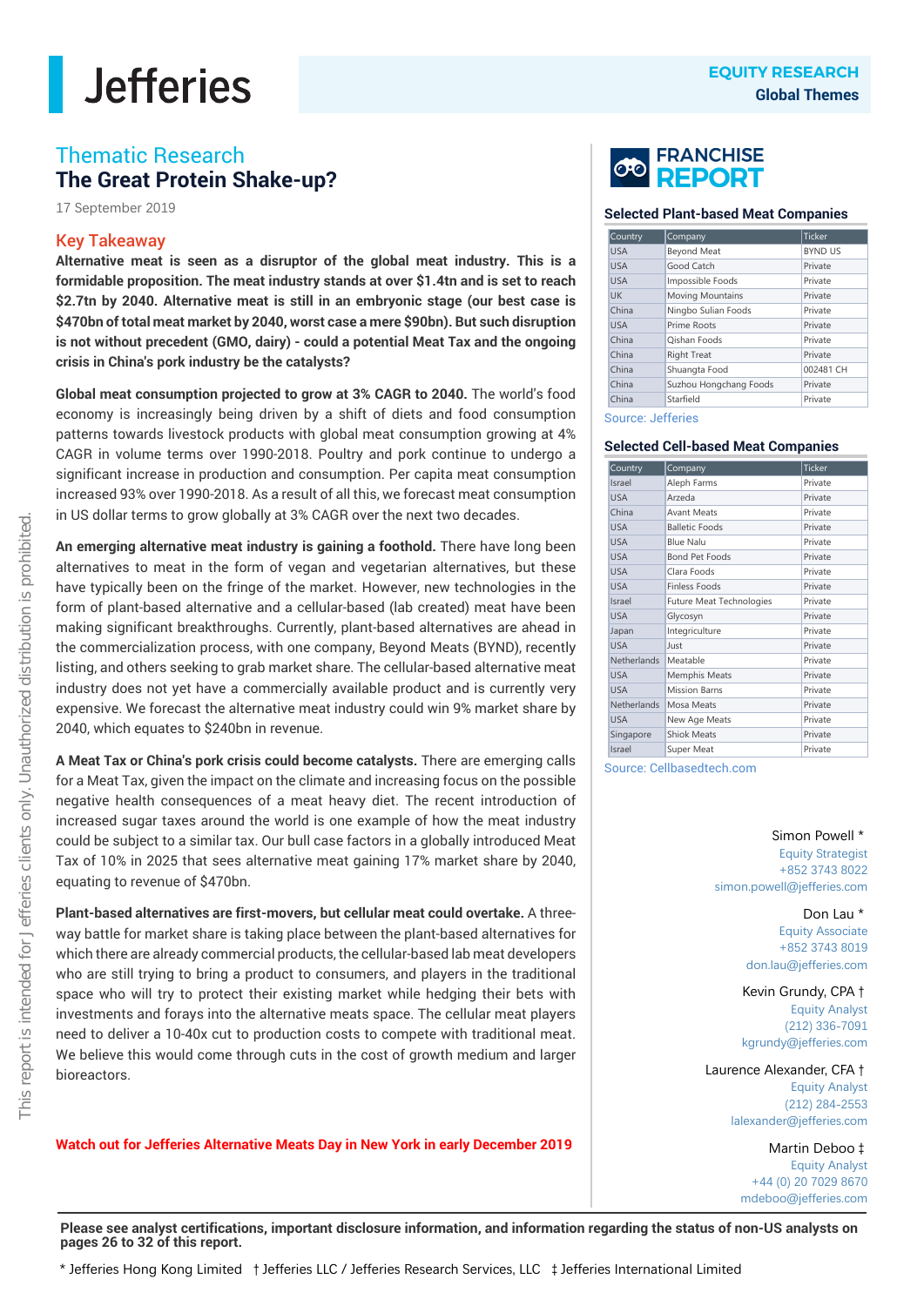# Jefferies

**EQUITY RESEARCH**
**Global Themes**

## Thematic Research
# The Great Protein Shake-up?

17 September 2019

### Key Takeaway

**Alternative meat is seen as a disruptor of the global meat industry. This is a formidable proposition. The meat industry stands at over $1.4tn and is set to reach $2.7tn by 2040. Alternative meat is still in an embryonic stage (our best case is $470bn of total meat market by 2040, worst case a mere $90bn). But such disruption is not without precedent (GMO, dairy) - could a potential Meat Tax and the ongoing crisis in China's pork industry be the catalysts?**

**Global meat consumption projected to grow at 3% CAGR to 2040.** The world's food economy is increasingly being driven by a shift of diets and food consumption patterns towards livestock products with global meat consumption growing at 4% CAGR in volume terms over 1990-2018. Poultry and pork continue to undergo a significant increase in production and consumption. Per capita meat consumption increased 93% over 1990-2018. As a result of all this, we forecast meat consumption in US dollar terms to grow globally at 3% CAGR over the next two decades.

**An emerging alternative meat industry is gaining a foothold.** There have long been alternatives to meat in the form of vegan and vegetarian alternatives, but these have typically been on the fringe of the market. However, new technologies in the form of plant-based alternative and a cellular-based (lab created) meat have been making significant breakthroughs. Currently, plant-based alternatives are ahead in the commercialization process, with one company, Beyond Meats (BYND), recently listing, and others seeking to grab market share. The cellular-based alternative meat industry does not yet have a commercially available product and is currently very expensive. We forecast the alternative meat industry could win 9% market share by 2040, which equates to $240bn in revenue.

**A Meat Tax or China's pork crisis could become catalysts.** There are emerging calls for a Meat Tax, given the impact on the climate and increasing focus on the possible negative health consequences of a meat heavy diet. The recent introduction of increased sugar taxes around the world is one example of how the meat industry could be subject to a similar tax. Our bull case factors in a globally introduced Meat Tax of 10% in 2025 that sees alternative meat gaining 17% market share by 2040, equating to revenue of $470bn.

**Plant-based alternatives are first-movers, but cellular meat could overtake.** A three-way battle for market share is taking place between the plant-based alternatives for which there are already commercial products, the cellular-based lab meat developers who are still trying to bring a product to consumers, and players in the traditional space who will try to protect their existing market while hedging their bets with investments and forays into the alternative meats space. The cellular meat players need to deliver a 10-40x cut to production costs to compete with traditional meat. We believe this would come through cuts in the cost of growth medium and larger bioreactors.

**Watch out for Jefferies Alternative Meats Day in New York in early December 2019**

## FRANCHISE REPORT

### Selected Plant-based Meat Companies

| Country | Company | Ticker |
|---|---|---|
| USA | Beyond Meat | BYND US |
| USA | Good Catch | Private |
| USA | Impossible Foods | Private |
| UK | Moving Mountains | Private |
| China | Ningbo Sulian Foods | Private |
| USA | Prime Roots | Private |
| China | Qishan Foods | Private |
| China | Right Treat | Private |
| China | Shuangta Food | 002481 CH |
| China | Suzhou Hongchang Foods | Private |
| China | Starfield | Private |

Source: Jefferies

### Selected Cell-based Meat Companies

| Country | Company | Ticker |
|---|---|---|
| Israel | Aleph Farms | Private |
| USA | Arzeda | Private |
| China | Avant Meats | Private |
| USA | Balletic Foods | Private |
| USA | Blue Nalu | Private |
| USA | Bond Pet Foods | Private |
| USA | Clara Foods | Private |
| USA | Finless Foods | Private |
| Israel | Future Meat Technologies | Private |
| USA | Glycosyn | Private |
| Japan | Integriculture | Private |
| USA | Just | Private |
| Netherlands | Meatable | Private |
| USA | Memphis Meats | Private |
| USA | Mission Barns | Private |
| Netherlands | Mosa Meats | Private |
| USA | New Age Meats | Private |
| Singapore | Shiok Meats | Private |
| Israel | Super Meat | Private |

Source: Cellbasedtech.com

Simon Powell *
Equity Strategist
+852 3743 8022
simon.powell@jefferies.com

Don Lau *
Equity Associate
+852 3743 8019
don.lau@jefferies.com

Kevin Grundy, CPA †
Equity Analyst
(212) 336-7091
kgrundy@jefferies.com

Laurence Alexander, CFA †
Equity Analyst
(212) 284-2553
lalexander@jefferies.com

Martin Deboo ‡
Equity Analyst
+44 (0) 20 7029 8670
mdeboo@jefferies.com

**Please see analyst certifications, important disclosure information, and information regarding the status of non-US analysts on pages 26 to 32 of this report.**

\* Jefferies Hong Kong Limited † Jefferies LLC / Jefferies Research Services, LLC ‡ Jefferies International Limited

This report is intended for Jefferies clients only. Unauthorized distribution is prohibited.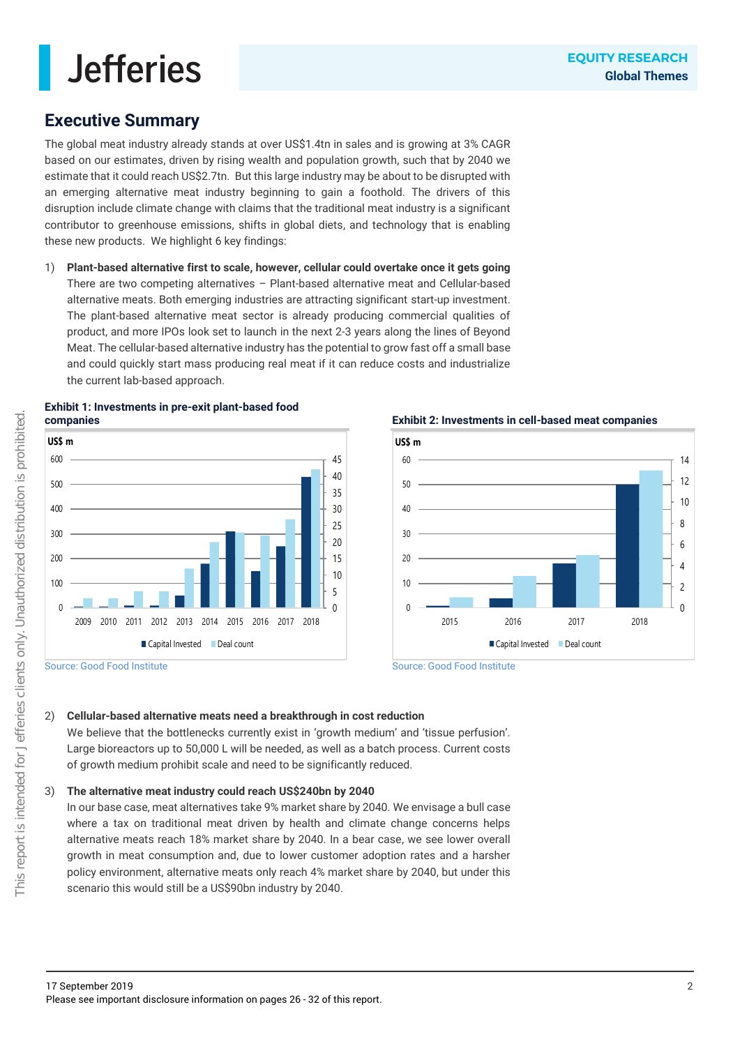## Executive Summary

The global meat industry already stands at over US$1.4tn in sales and is growing at 3% CAGR based on our estimates, driven by rising wealth and population growth, such that by 2040 we estimate that it could reach US$2.7tn. But this large industry may be about to be disrupted with an emerging alternative meat industry beginning to gain a foothold. The drivers of this disruption include climate change with claims that the traditional meat industry is a significant contributor to greenhouse emissions, shifts in global diets, and technology that is enabling these new products. We highlight 6 key findings:

1) **Plant-based alternative first to scale, however, cellular could overtake once it gets going**
There are two competing alternatives – Plant-based alternative meat and Cellular-based alternative meats. Both emerging industries are attracting significant start-up investment. The plant-based alternative meat sector is already producing commercial qualities of product, and more IPOs look set to launch in the next 2-3 years along the lines of Beyond Meat. The cellular-based alternative industry has the potential to grow fast off a small base and could quickly start mass producing real meat if it can reduce costs and industrialize the current lab-based approach.

**Exhibit 1: Investments in pre-exit plant-based food companies**

Source: Good Food Institute

**Exhibit 2: Investments in cell-based meat companies**

Source: Good Food Institute

2) **Cellular-based alternative meats need a breakthrough in cost reduction**
We believe that the bottlenecks currently exist in 'growth medium' and 'tissue perfusion'. Large bioreactors up to 50,000 L will be needed, as well as a batch process. Current costs of growth medium prohibit scale and need to be significantly reduced.

3) **The alternative meat industry could reach US$240bn by 2040**
In our base case, meat alternatives take 9% market share by 2040. We envisage a bull case where a tax on traditional meat driven by health and climate change concerns helps alternative meats reach 18% market share by 2040. In a bear case, we see lower overall growth in meat consumption and, due to lower customer adoption rates and a harsher policy environment, alternative meats only reach 4% market share by 2040, but under this scenario this would still be a US$90bn industry by 2040.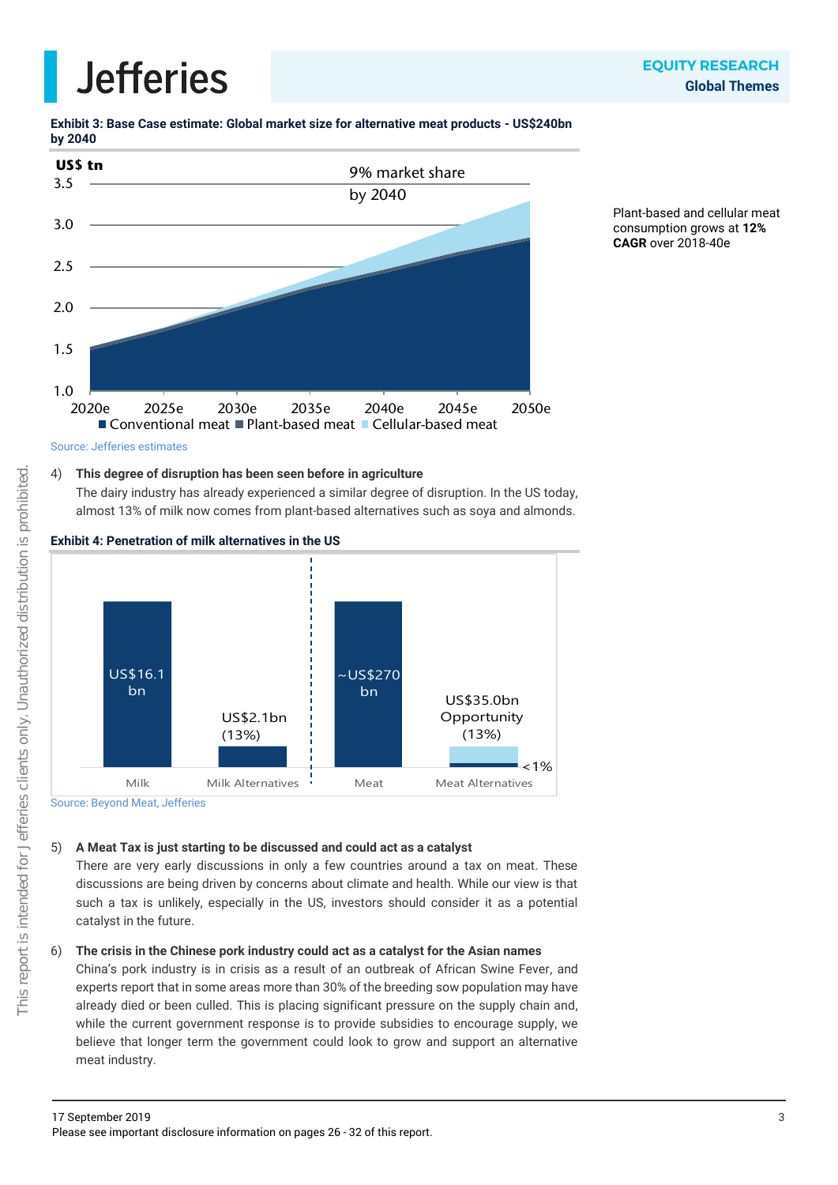**Exhibit 3: Base Case estimate: Global market size for alternative meat products - US$240bn by 2040**

US$ tn

9% market share by 2040

3.5
3.0
2.5
2.0
1.5
1.0

2020e 2025e 2030e 2035e 2040e 2045e 2050e

■ Conventional meat ■ Plant-based meat ■ Cellular-based meat

Source: Jefferies estimates

Plant-based and cellular meat consumption grows at **12% CAGR** over 2018-40e

4) **This degree of disruption has been seen before in agriculture**
The dairy industry has already experienced a similar degree of disruption. In the US today, almost 13% of milk now comes from plant-based alternatives such as soya and almonds.

**Exhibit 4: Penetration of milk alternatives in the US**

| Category | Value |
|---|---|
| Milk | US$16.1 bn |
| Milk Alternatives | US$2.1bn (13%) |
| Meat | ~US$270 bn |
| Meat Alternatives | US$35.0bn Opportunity (13%); <1% |

Source: Beyond Meat, Jefferies

5) **A Meat Tax is just starting to be discussed and could act as a catalyst**
There are very early discussions in only a few countries around a tax on meat. These discussions are being driven by concerns about climate and health. While our view is that such a tax is unlikely, especially in the US, investors should consider it as a potential catalyst in the future.

6) **The crisis in the Chinese pork industry could act as a catalyst for the Asian names**
China's pork industry is in crisis as a result of an outbreak of African Swine Fever, and experts report that in some areas more than 30% of the breeding sow population may have already died or been culled. This is placing significant pressure on the supply chain and, while the current government response is to provide subsidies to encourage supply, we believe that longer term the government could look to grow and support an alternative meat industry.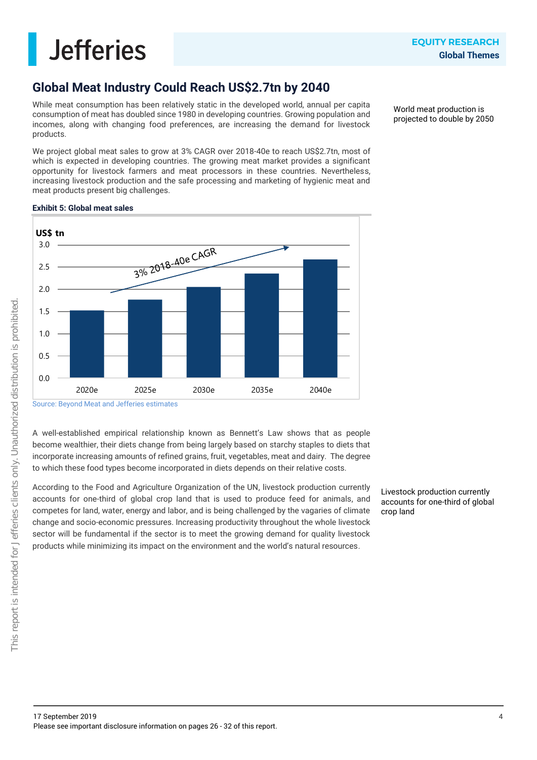## Global Meat Industry Could Reach US$2.7tn by 2040

While meat consumption has been relatively static in the developed world, annual per capita consumption of meat has doubled since 1980 in developing countries. Growing population and incomes, along with changing food preferences, are increasing the demand for livestock products.

World meat production is projected to double by 2050

We project global meat sales to grow at 3% CAGR over 2018-40e to reach US$2.7tn, most of which is expected in developing countries. The growing meat market provides a significant opportunity for livestock farmers and meat processors in these countries. Nevertheless, increasing livestock production and the safe processing and marketing of hygienic meat and meat products present big challenges.

**Exhibit 5: Global meat sales**

US$ tn

3% 2018-40e CAGR

| Year | US$ tn (approx.) |
|---|---|
| 2020e | 1.5 |
| 2025e | 1.75 |
| 2030e | 2.05 |
| 2035e | 2.35 |
| 2040e | 2.65 |

Source: Beyond Meat and Jefferies estimates

A well-established empirical relationship known as Bennett's Law shows that as people become wealthier, their diets change from being largely based on starchy staples to diets that incorporate increasing amounts of refined grains, fruit, vegetables, meat and dairy. The degree to which these food types become incorporated in diets depends on their relative costs.

According to the Food and Agriculture Organization of the UN, livestock production currently accounts for one-third of global crop land that is used to produce feed for animals, and competes for land, water, energy and labor, and is being challenged by the vagaries of climate change and socio-economic pressures. Increasing productivity throughout the whole livestock sector will be fundamental if the sector is to meet the growing demand for quality livestock products while minimizing its impact on the environment and the world's natural resources.

Livestock production currently accounts for one-third of global crop land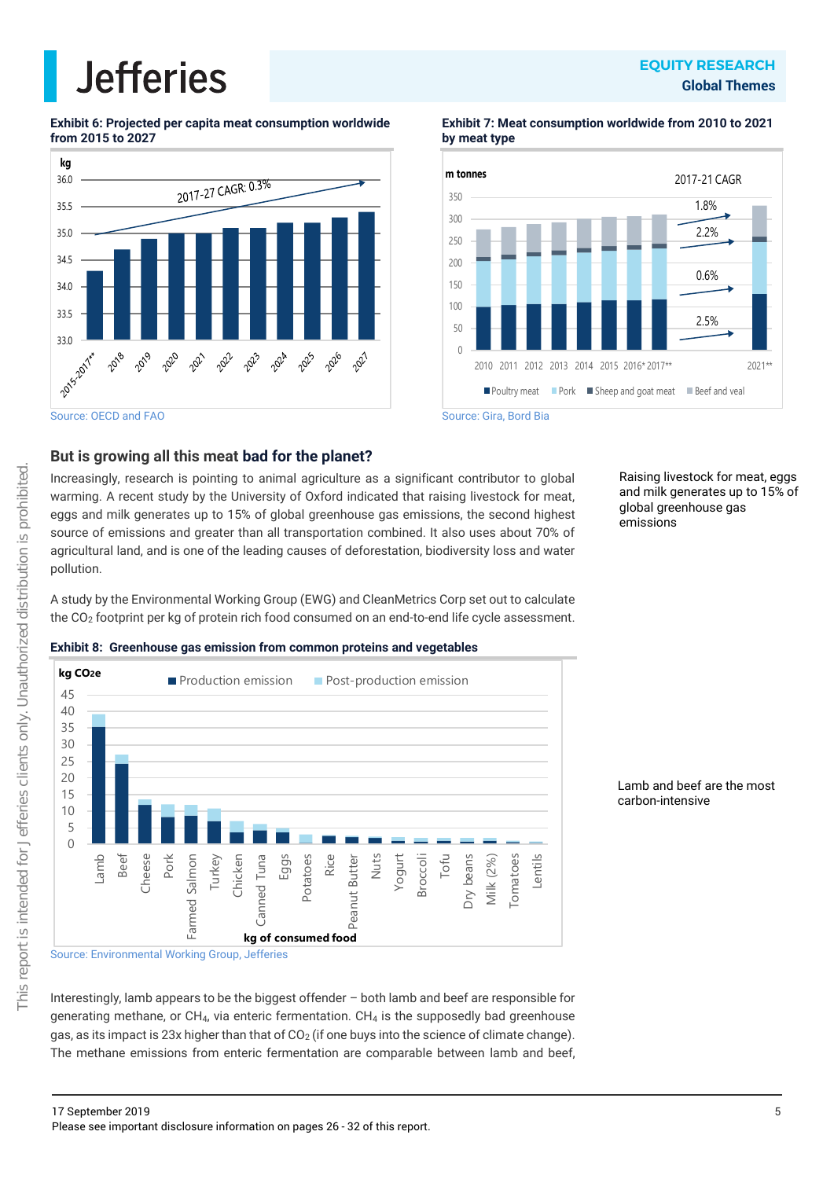**Exhibit 6: Projected per capita meat consumption worldwide from 2015 to 2027**

Source: OECD and FAO

**Exhibit 7: Meat consumption worldwide from 2010 to 2021 by meat type**

Source: Gira, Bord Bia

## But is growing all this meat bad for the planet?

Increasingly, research is pointing to animal agriculture as a significant contributor to global warming. A recent study by the University of Oxford indicated that raising livestock for meat, eggs and milk generates up to 15% of global greenhouse gas emissions, the second highest source of emissions and greater than all transportation combined. It also uses about 70% of agricultural land, and is one of the leading causes of deforestation, biodiversity loss and water pollution.

Raising livestock for meat, eggs and milk generates up to 15% of global greenhouse gas emissions

A study by the Environmental Working Group (EWG) and CleanMetrics Corp set out to calculate the $CO_2$ footprint per kg of protein rich food consumed on an end-to-end life cycle assessment.

**Exhibit 8: Greenhouse gas emission from common proteins and vegetables**

Source: Environmental Working Group, Jefferies

Lamb and beef are the most carbon-intensive

Interestingly, lamb appears to be the biggest offender – both lamb and beef are responsible for generating methane, or $CH_4$, via enteric fermentation. $CH_4$ is the supposedly bad greenhouse gas, as its impact is 23x higher than that of $CO_2$ (if one buys into the science of climate change). The methane emissions from enteric fermentation are comparable between lamb and beef,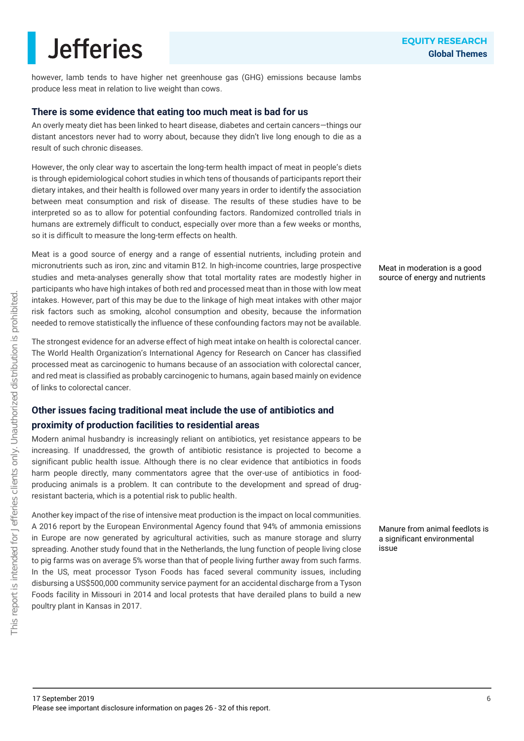however, lamb tends to have higher net greenhouse gas (GHG) emissions because lambs produce less meat in relation to live weight than cows.

### There is some evidence that eating too much meat is bad for us

An overly meaty diet has been linked to heart disease, diabetes and certain cancers—things our distant ancestors never had to worry about, because they didn't live long enough to die as a result of such chronic diseases.

However, the only clear way to ascertain the long-term health impact of meat in people's diets is through epidemiological cohort studies in which tens of thousands of participants report their dietary intakes, and their health is followed over many years in order to identify the association between meat consumption and risk of disease. The results of these studies have to be interpreted so as to allow for potential confounding factors. Randomized controlled trials in humans are extremely difficult to conduct, especially over more than a few weeks or months, so it is difficult to measure the long-term effects on health.

Meat in moderation is a good source of energy and nutrients

Meat is a good source of energy and a range of essential nutrients, including protein and micronutrients such as iron, zinc and vitamin B12. In high-income countries, large prospective studies and meta-analyses generally show that total mortality rates are modestly higher in participants who have high intakes of both red and processed meat than in those with low meat intakes. However, part of this may be due to the linkage of high meat intakes with other major risk factors such as smoking, alcohol consumption and obesity, because the information needed to remove statistically the influence of these confounding factors may not be available.

The strongest evidence for an adverse effect of high meat intake on health is colorectal cancer. The World Health Organization's International Agency for Research on Cancer has classified processed meat as carcinogenic to humans because of an association with colorectal cancer, and red meat is classified as probably carcinogenic to humans, again based mainly on evidence of links to colorectal cancer.

### Other issues facing traditional meat include the use of antibiotics and proximity of production facilities to residential areas

Modern animal husbandry is increasingly reliant on antibiotics, yet resistance appears to be increasing. If unaddressed, the growth of antibiotic resistance is projected to become a significant public health issue. Although there is no clear evidence that antibiotics in foods harm people directly, many commentators agree that the over-use of antibiotics in food-producing animals is a problem. It can contribute to the development and spread of drug-resistant bacteria, which is a potential risk to public health.

Manure from animal feedlots is a significant environmental issue

Another key impact of the rise of intensive meat production is the impact on local communities. A 2016 report by the European Environmental Agency found that 94% of ammonia emissions in Europe are now generated by agricultural activities, such as manure storage and slurry spreading. Another study found that in the Netherlands, the lung function of people living close to pig farms was on average 5% worse than that of people living further away from such farms. In the US, meat processor Tyson Foods has faced several community issues, including disbursing a US$500,000 community service payment for an accidental discharge from a Tyson Foods facility in Missouri in 2014 and local protests that have derailed plans to build a new poultry plant in Kansas in 2017.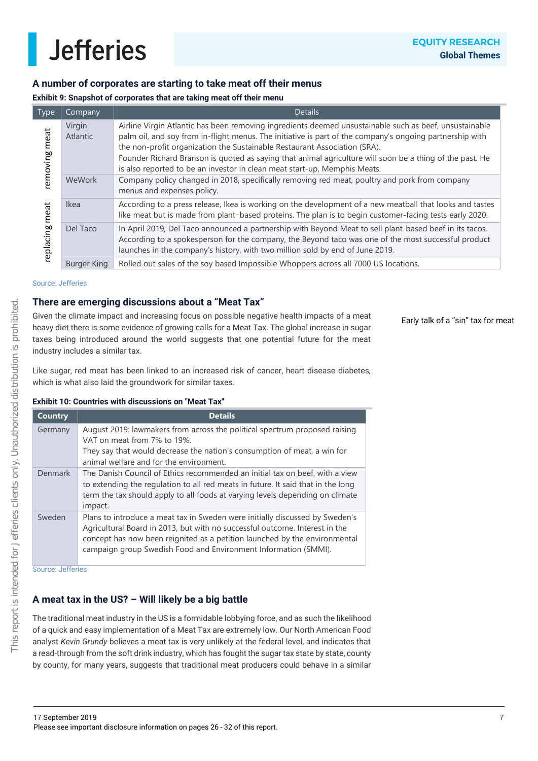## A number of corporates are starting to take meat off their menus

**Exhibit 9: Snapshot of corporates that are taking meat off their menu**

| Type | Company | Details |
|---|---|---|
| removing meat | Virgin Atlantic | Airline Virgin Atlantic has been removing ingredients deemed unsustainable such as beef, unsustainable palm oil, and soy from in-flight menus. The initiative is part of the company's ongoing partnership with the non-profit organization the Sustainable Restaurant Association (SRA). Founder Richard Branson is quoted as saying that animal agriculture will soon be a thing of the past. He is also reported to be an investor in clean meat start-up, Memphis Meats. |
| | WeWork | Company policy changed in 2018, specifically removing red meat, poultry and pork from company menus and expenses policy. |
| replacing meat | Ikea | According to a press release, Ikea is working on the development of a new meatball that looks and tastes like meat but is made from plant-based proteins. The plan is to begin customer-facing tests early 2020. |
| | Del Taco | In April 2019, Del Taco announced a partnership with Beyond Meat to sell plant-based beef in its tacos. According to a spokesperson for the company, the Beyond taco was one of the most successful product launches in the company's history, with two million sold by end of June 2019. |
| | Burger King | Rolled out sales of the soy based Impossible Whoppers across all 7000 US locations. |

Source: Jefferies

## There are emerging discussions about a "Meat Tax"

Early talk of a "sin" tax for meat

Given the climate impact and increasing focus on possible negative health impacts of a meat heavy diet there is some evidence of growing calls for a Meat Tax. The global increase in sugar taxes being introduced around the world suggests that one potential future for the meat industry includes a similar tax.

Like sugar, red meat has been linked to an increased risk of cancer, heart disease diabetes, which is what also laid the groundwork for similar taxes.

**Exhibit 10: Countries with discussions on "Meat Tax"**

| Country | Details |
|---|---|
| Germany | August 2019: lawmakers from across the political spectrum proposed raising VAT on meat from 7% to 19%. They say that would decrease the nation's consumption of meat, a win for animal welfare and for the environment. |
| Denmark | The Danish Council of Ethics recommended an initial tax on beef, with a view to extending the regulation to all red meats in future. It said that in the long term the tax should apply to all foods at varying levels depending on climate impact. |
| Sweden | Plans to introduce a meat tax in Sweden were initially discussed by Sweden's Agricultural Board in 2013, but with no successful outcome. Interest in the concept has now been reignited as a petition launched by the environmental campaign group Swedish Food and Environment Information (SMMI). |

Source: Jefferies

## A meat tax in the US? – Will likely be a big battle

The traditional meat industry in the US is a formidable lobbying force, and as such the likelihood of a quick and easy implementation of a Meat Tax are extremely low. Our North American Food analyst *Kevin Grundy* believes a meat tax is very unlikely at the federal level, and indicates that a read-through from the soft drink industry, which has fought the sugar tax state by state, county by county, for many years, suggests that traditional meat producers could behave in a similar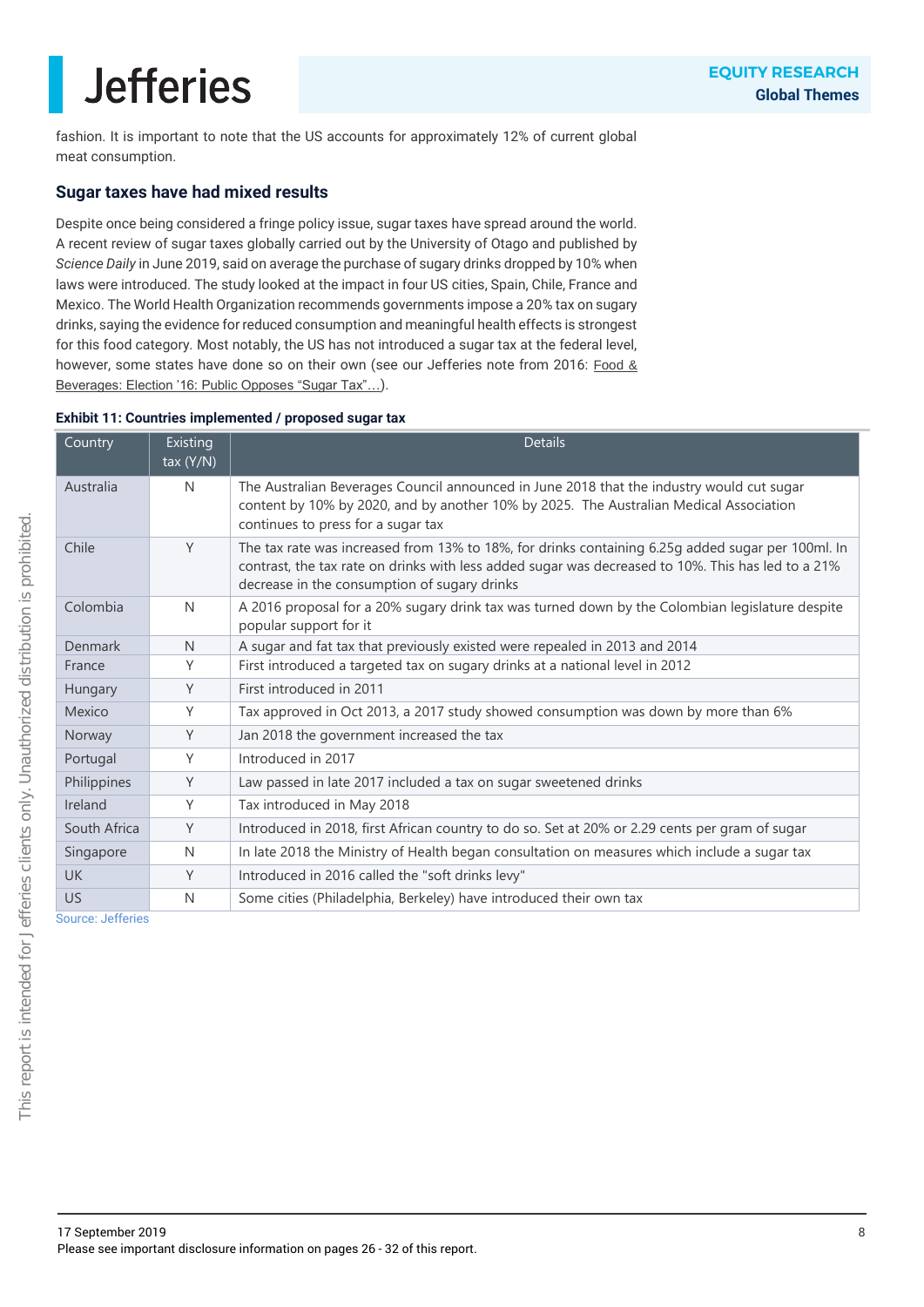fashion. It is important to note that the US accounts for approximately 12% of current global meat consumption.

## Sugar taxes have had mixed results

Despite once being considered a fringe policy issue, sugar taxes have spread around the world. A recent review of sugar taxes globally carried out by the University of Otago and published by *Science Daily* in June 2019, said on average the purchase of sugary drinks dropped by 10% when laws were introduced. The study looked at the impact in four US cities, Spain, Chile, France and Mexico. The World Health Organization recommends governments impose a 20% tax on sugary drinks, saying the evidence for reduced consumption and meaningful health effects is strongest for this food category. Most notably, the US has not introduced a sugar tax at the federal level, however, some states have done so on their own (see our Jefferies note from 2016: Food & Beverages: Election '16: Public Opposes "Sugar Tax"...).

**Exhibit 11: Countries implemented / proposed sugar tax**

| Country | Existing tax (Y/N) | Details |
|---|---|---|
| Australia | N | The Australian Beverages Council announced in June 2018 that the industry would cut sugar content by 10% by 2020, and by another 10% by 2025. The Australian Medical Association continues to press for a sugar tax |
| Chile | Y | The tax rate was increased from 13% to 18%, for drinks containing 6.25g added sugar per 100ml. In contrast, the tax rate on drinks with less added sugar was decreased to 10%. This has led to a 21% decrease in the consumption of sugary drinks |
| Colombia | N | A 2016 proposal for a 20% sugary drink tax was turned down by the Colombian legislature despite popular support for it |
| Denmark | N | A sugar and fat tax that previously existed were repealed in 2013 and 2014 |
| France | Y | First introduced a targeted tax on sugary drinks at a national level in 2012 |
| Hungary | Y | First introduced in 2011 |
| Mexico | Y | Tax approved in Oct 2013, a 2017 study showed consumption was down by more than 6% |
| Norway | Y | Jan 2018 the government increased the tax |
| Portugal | Y | Introduced in 2017 |
| Philippines | Y | Law passed in late 2017 included a tax on sugar sweetened drinks |
| Ireland | Y | Tax introduced in May 2018 |
| South Africa | Y | Introduced in 2018, first African country to do so. Set at 20% or 2.29 cents per gram of sugar |
| Singapore | N | In late 2018 the Ministry of Health began consultation on measures which include a sugar tax |
| UK | Y | Introduced in 2016 called the "soft drinks levy" |
| US | N | Some cities (Philadelphia, Berkeley) have introduced their own tax |

Source: Jefferies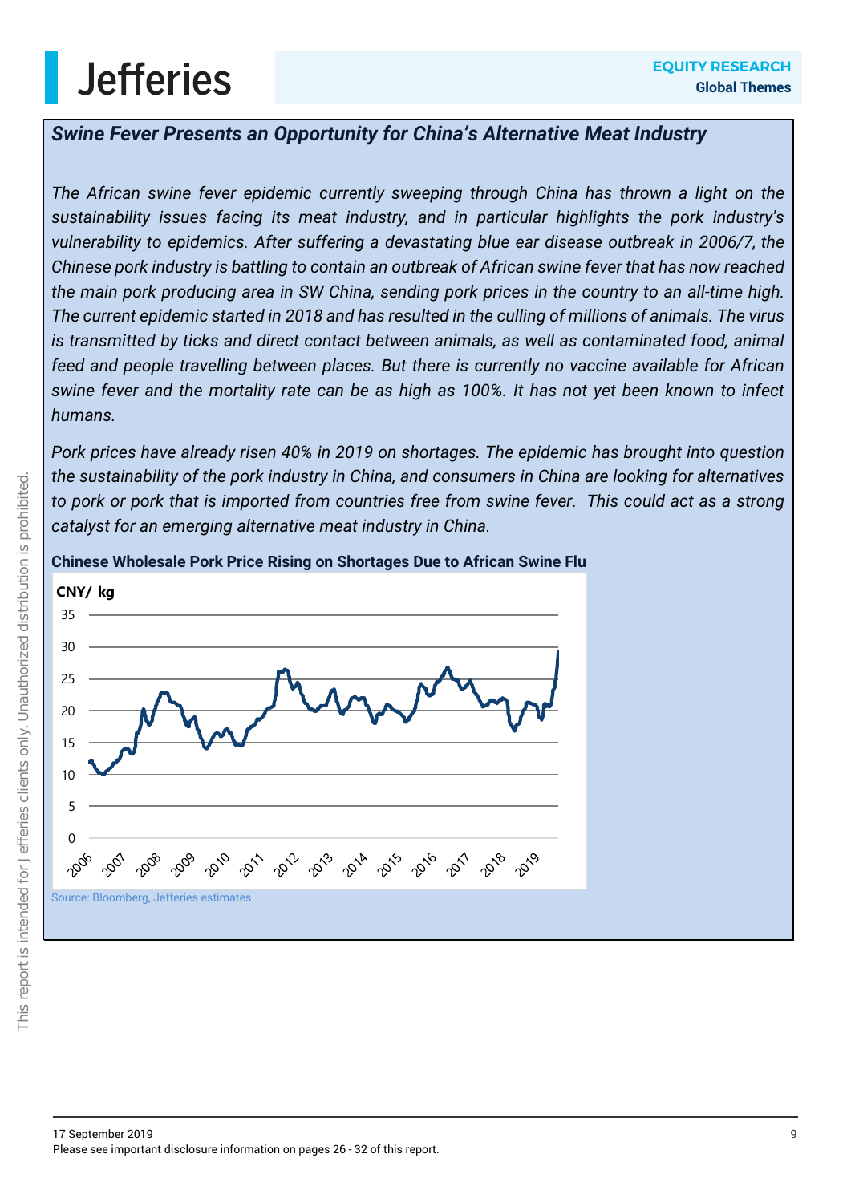***Swine Fever Presents an Opportunity for China's Alternative Meat Industry***

*The African swine fever epidemic currently sweeping through China has thrown a light on the sustainability issues facing its meat industry, and in particular highlights the pork industry's vulnerability to epidemics. After suffering a devastating blue ear disease outbreak in 2006/7, the Chinese pork industry is battling to contain an outbreak of African swine fever that has now reached the main pork producing area in SW China, sending pork prices in the country to an all-time high. The current epidemic started in 2018 and has resulted in the culling of millions of animals. The virus is transmitted by ticks and direct contact between animals, as well as contaminated food, animal feed and people travelling between places. But there is currently no vaccine available for African swine fever and the mortality rate can be as high as 100%. It has not yet been known to infect humans.*

*Pork prices have already risen 40% in 2019 on shortages. The epidemic has brought into question the sustainability of the pork industry in China, and consumers in China are looking for alternatives to pork or pork that is imported from countries free from swine fever. This could act as a strong catalyst for an emerging alternative meat industry in China.*

**Chinese Wholesale Pork Price Rising on Shortages Due to African Swine Flu**

Source: Bloomberg, Jefferies estimates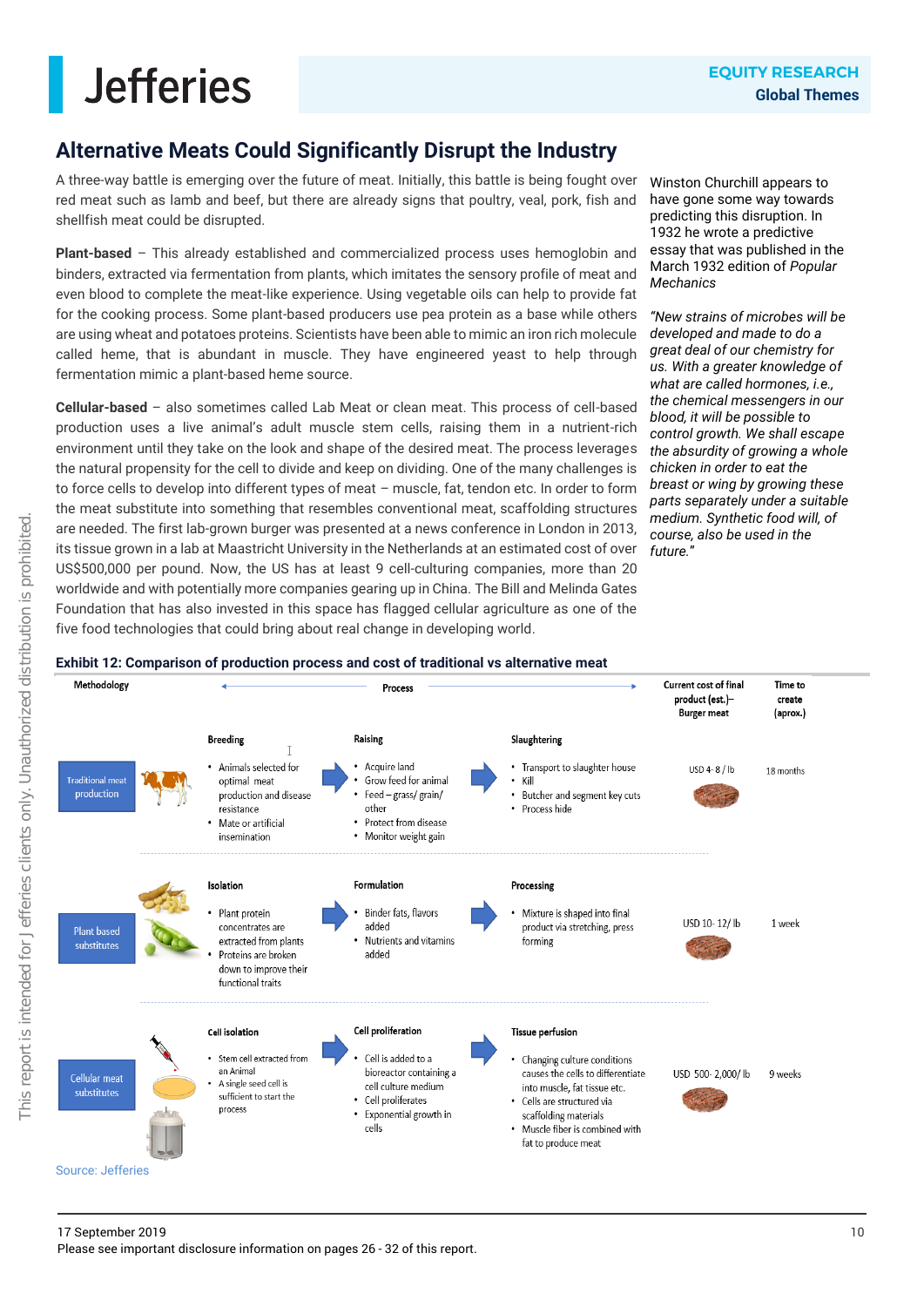## Alternative Meats Could Significantly Disrupt the Industry

A three-way battle is emerging over the future of meat. Initially, this battle is being fought over red meat such as lamb and beef, but there are already signs that poultry, veal, pork, fish and shellfish meat could be disrupted.

**Plant-based** – This already established and commercialized process uses hemoglobin and binders, extracted via fermentation from plants, which imitates the sensory profile of meat and even blood to complete the meat-like experience. Using vegetable oils can help to provide fat for the cooking process. Some plant-based producers use pea protein as a base while others are using wheat and potatoes proteins. Scientists have been able to mimic an iron rich molecule called heme, that is abundant in muscle. They have engineered yeast to help through fermentation mimic a plant-based heme source.

**Cellular-based** – also sometimes called Lab Meat or clean meat. This process of cell-based production uses a live animal's adult muscle stem cells, raising them in a nutrient-rich environment until they take on the look and shape of the desired meat. The process leverages the natural propensity for the cell to divide and keep on dividing. One of the many challenges is to force cells to develop into different types of meat – muscle, fat, tendon etc. In order to form the meat substitute into something that resembles conventional meat, scaffolding structures are needed. The first lab-grown burger was presented at a news conference in London in 2013, its tissue grown in a lab at Maastricht University in the Netherlands at an estimated cost of over US$500,000 per pound. Now, the US has at least 9 cell-culturing companies, more than 20 worldwide and with potentially more companies gearing up in China. The Bill and Melinda Gates Foundation that has also invested in this space has flagged cellular agriculture as one of the five food technologies that could bring about real change in developing world.

Winston Churchill appears to have gone some way towards predicting this disruption. In 1932 he wrote a predictive essay that was published in the March 1932 edition of *Popular Mechanics*

*"New strains of microbes will be developed and made to do a great deal of our chemistry for us. With a greater knowledge of what are called hormones, i.e., the chemical messengers in our blood, it will be possible to control growth. We shall escape the absurdity of growing a whole chicken in order to eat the breast or wing by growing these parts separately under a suitable medium. Synthetic food will, of course, also be used in the future."*

**Exhibit 12: Comparison of production process and cost of traditional vs alternative meat**

| Methodology | Process | | | Current cost of final product (est.) – Burger meat | Time to create (aprox.) |
|---|---|---|---|---|---|
| Traditional meat production | **Breeding**<br>• Animals selected for optimal meat production and disease resistance<br>• Mate or artificial insemination | **Raising**<br>• Acquire land<br>• Grow feed for animal<br>• Feed – grass/ grain/ other<br>• Protect from disease<br>• Monitor weight gain | **Slaughtering**<br>• Transport to slaughter house<br>• Kill<br>• Butcher and segment key cuts<br>• Process hide | USD 4- 8 / lb | 18 months |
| Plant based substitutes | **Isolation**<br>• Plant protein concentrates are extracted from plants<br>• Proteins are broken down to improve their functional traits | **Formulation**<br>• Binder fats, flavors added<br>• Nutrients and vitamins added | **Processing**<br>• Mixture is shaped into final product via stretching, press forming | USD 10- 12/ lb | 1 week |
| Cellular meat substitutes | **Cell isolation**<br>• Stem cell extracted from an Animal<br>• A single seed cell is sufficient to start the process | **Cell proliferation**<br>• Cell is added to a bioreactor containing a cell culture medium<br>• Cell proliferates<br>• Exponential growth in cells | **Tissue perfusion**<br>• Changing culture conditions causes the cells to differentiate into muscle, fat tissue etc.<br>• Cells are structured via scaffolding materials<br>• Muscle fiber is combined with fat to produce meat | USD 500- 2,000/ lb | 9 weeks |

Source: Jefferies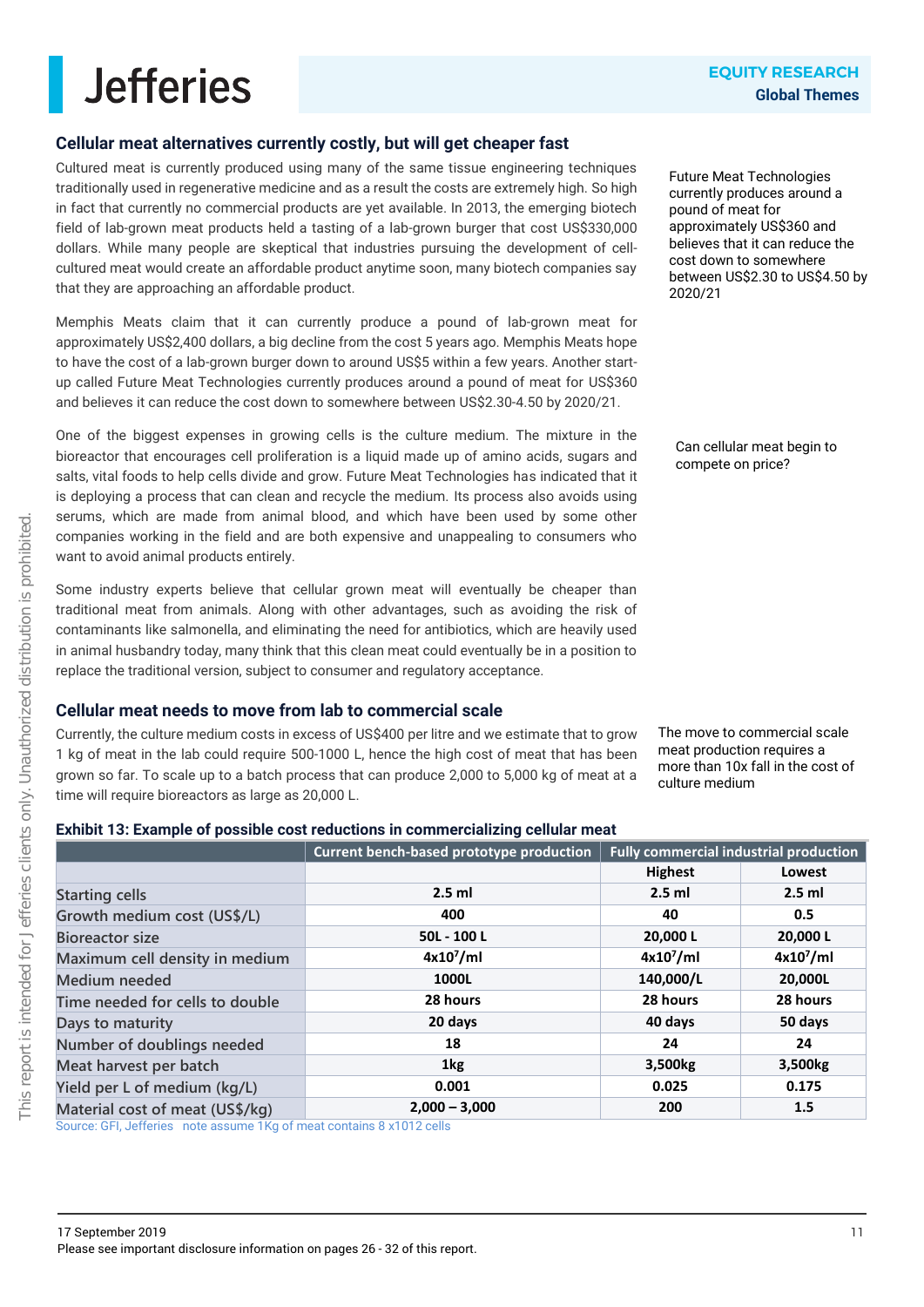## Cellular meat alternatives currently costly, but will get cheaper fast

Cultured meat is currently produced using many of the same tissue engineering techniques traditionally used in regenerative medicine and as a result the costs are extremely high. So high in fact that currently no commercial products are yet available. In 2013, the emerging biotech field of lab-grown meat products held a tasting of a lab-grown burger that cost US$330,000 dollars. While many people are skeptical that industries pursuing the development of cell-cultured meat would create an affordable product anytime soon, many biotech companies say that they are approaching an affordable product.

Future Meat Technologies currently produces around a pound of meat for approximately US$360 and believes that it can reduce the cost down to somewhere between US$2.30 to US$4.50 by 2020/21

Memphis Meats claim that it can currently produce a pound of lab-grown meat for approximately US$2,400 dollars, a big decline from the cost 5 years ago. Memphis Meats hope to have the cost of a lab-grown burger down to around US$5 within a few years. Another start-up called Future Meat Technologies currently produces around a pound of meat for US$360 and believes it can reduce the cost down to somewhere between US$2.30-4.50 by 2020/21.

Can cellular meat begin to compete on price?

One of the biggest expenses in growing cells is the culture medium. The mixture in the bioreactor that encourages cell proliferation is a liquid made up of amino acids, sugars and salts, vital foods to help cells divide and grow. Future Meat Technologies has indicated that it is deploying a process that can clean and recycle the medium. Its process also avoids using serums, which are made from animal blood, and which have been used by some other companies working in the field and are both expensive and unappealing to consumers who want to avoid animal products entirely.

Some industry experts believe that cellular grown meat will eventually be cheaper than traditional meat from animals. Along with other advantages, such as avoiding the risk of contaminants like salmonella, and eliminating the need for antibiotics, which are heavily used in animal husbandry today, many think that this clean meat could eventually be in a position to replace the traditional version, subject to consumer and regulatory acceptance.

## Cellular meat needs to move from lab to commercial scale

Currently, the culture medium costs in excess of US$400 per litre and we estimate that to grow 1 kg of meat in the lab could require 500-1000 L, hence the high cost of meat that has been grown so far. To scale up to a batch process that can produce 2,000 to 5,000 kg of meat at a time will require bioreactors as large as 20,000 L.

The move to commercial scale meat production requires a more than 10x fall in the cost of culture medium

**Exhibit 13: Example of possible cost reductions in commercializing cellular meat**

| | Current bench-based prototype production | Fully commercial industrial production | |
|---|---|---|---|
| | | Highest | Lowest |
| Starting cells | 2.5 ml | 2.5 ml | 2.5 ml |
| Growth medium cost (US$/L) | 400 | 40 | 0.5 |
| Bioreactor size | 50L - 100 L | 20,000 L | 20,000 L |
| Maximum cell density in medium | $4x10^7$/ml | $4x10^7$/ml | $4x10^7$/ml |
| Medium needed | 1000L | 140,000/L | 20,000L |
| Time needed for cells to double | 28 hours | 28 hours | 28 hours |
| Days to maturity | 20 days | 40 days | 50 days |
| Number of doublings needed | 18 | 24 | 24 |
| Meat harvest per batch | 1kg | 3,500kg | 3,500kg |
| Yield per L of medium (kg/L) | 0.001 | 0.025 | 0.175 |
| Material cost of meat (US$/kg) | 2,000 – 3,000 | 200 | 1.5 |

Source: GFI, Jefferies note assume 1Kg of meat contains 8 x1012 cells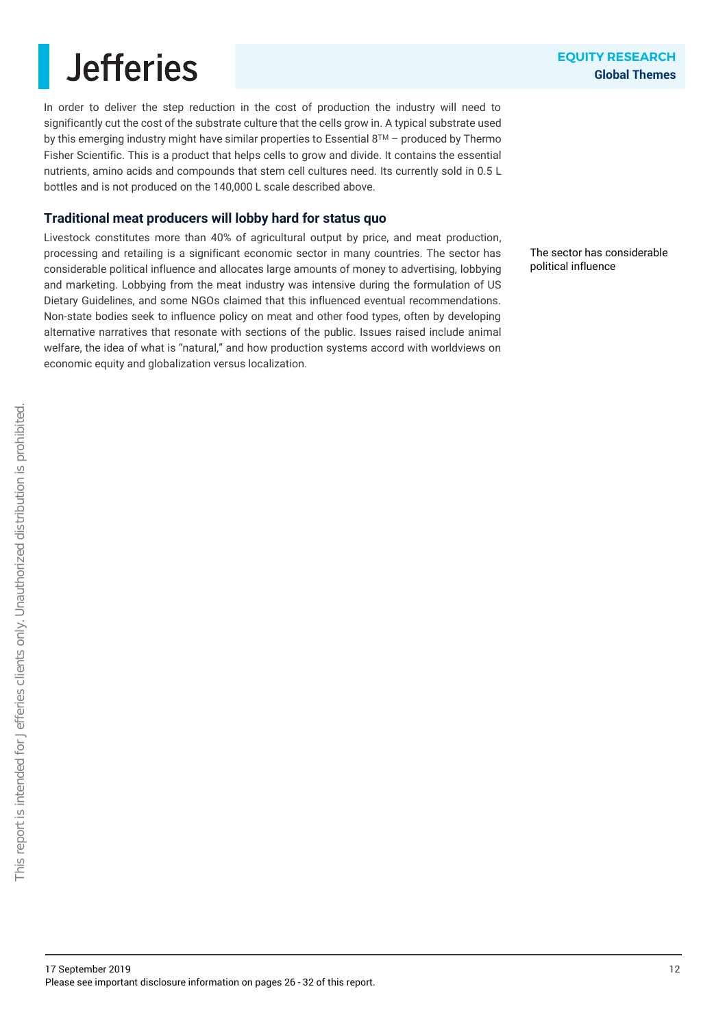In order to deliver the step reduction in the cost of production the industry will need to significantly cut the cost of the substrate culture that the cells grow in. A typical substrate used by this emerging industry might have similar properties to Essential 8™ – produced by Thermo Fisher Scientific. This is a product that helps cells to grow and divide. It contains the essential nutrients, amino acids and compounds that stem cell cultures need. Its currently sold in 0.5 L bottles and is not produced on the 140,000 L scale described above.

## Traditional meat producers will lobby hard for status quo

The sector has considerable political influence

Livestock constitutes more than 40% of agricultural output by price, and meat production, processing and retailing is a significant economic sector in many countries. The sector has considerable political influence and allocates large amounts of money to advertising, lobbying and marketing. Lobbying from the meat industry was intensive during the formulation of US Dietary Guidelines, and some NGOs claimed that this influenced eventual recommendations. Non-state bodies seek to influence policy on meat and other food types, often by developing alternative narratives that resonate with sections of the public. Issues raised include animal welfare, the idea of what is "natural," and how production systems accord with worldviews on economic equity and globalization versus localization.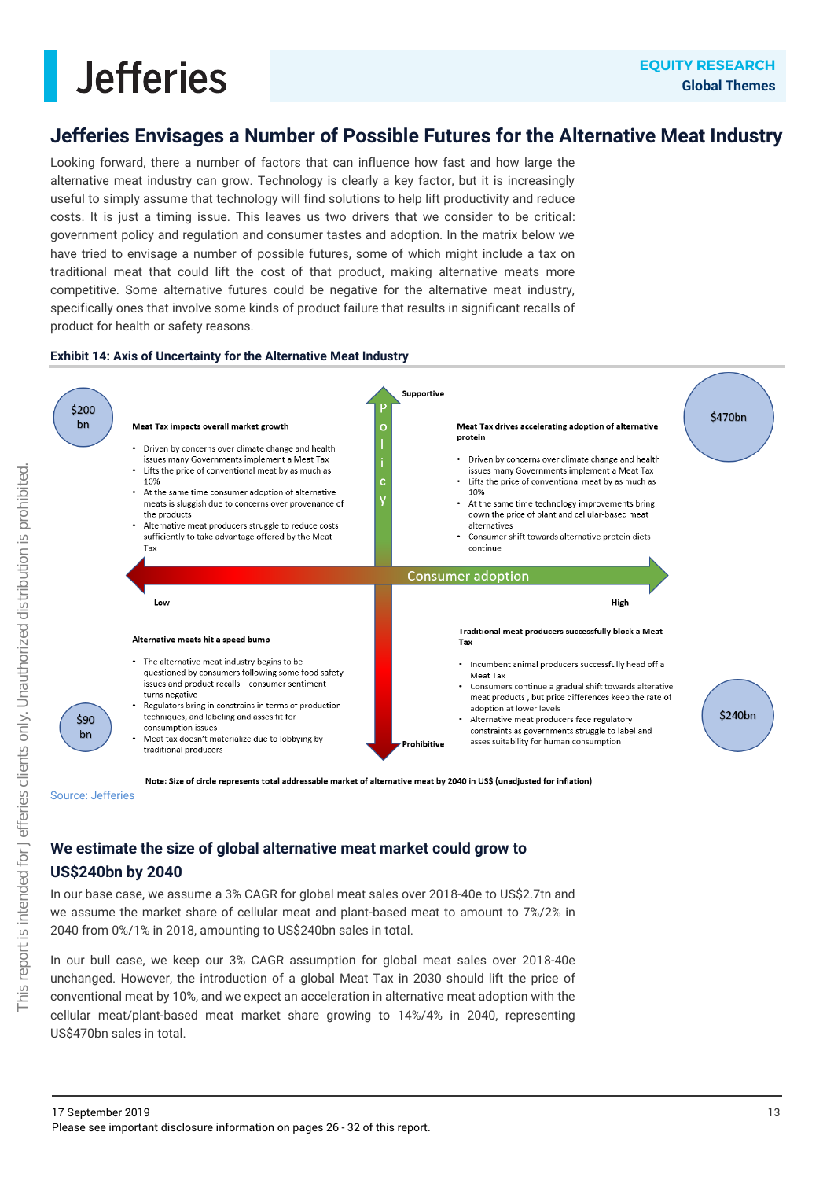## Jefferies Envisages a Number of Possible Futures for the Alternative Meat Industry

Looking forward, there a number of factors that can influence how fast and how large the alternative meat industry can grow. Technology is clearly a key factor, but it is increasingly useful to simply assume that technology will find solutions to help lift productivity and reduce costs. It is just a timing issue. This leaves us two drivers that we consider to be critical: government policy and regulation and consumer tastes and adoption. In the matrix below we have tried to envisage a number of possible futures, some of which might include a tax on traditional meat that could lift the cost of that product, making alternative meats more competitive. Some alternative futures could be negative for the alternative meat industry, specifically ones that involve some kinds of product failure that results in significant recalls of product for health or safety reasons.

**Exhibit 14: Axis of Uncertainty for the Alternative Meat Industry**

Axes: Policy (vertical: Supportive at top, Prohibitive at bottom); Consumer adoption (horizontal: Low at left, High at right)

**Top-left ($200 bn) — Meat Tax impacts overall market growth**

- Driven by concerns over climate change and health issues many Governments implement a Meat Tax
- Lifts the price of conventional meat by as much as 10%
- At the same time consumer adoption of alternative meats is sluggish due to concerns over provenance of the products
- Alternative meat producers struggle to reduce costs sufficiently to take advantage offered by the Meat Tax

**Top-right ($470bn) — Meat Tax drives accelerating adoption of alternative protein**

- Driven by concerns over climate change and health issues many Governments implement a Meat Tax
- Lifts the price of conventional meat by as much as 10%
- At the same time technology improvements bring down the price of plant and cellular-based meat alternatives
- Consumer shift towards alternative protein diets continue

**Bottom-left ($90 bn) — Alternative meats hit a speed bump**

- The alternative meat industry begins to be questioned by consumers following some food safety issues and product recalls – consumer sentiment turns negative
- Regulators bring in constrains in terms of production techniques, and labeling and asses fit for consumption issues
- Meat tax doesn't materialize due to lobbying by traditional producers

**Bottom-right ($240bn) — Traditional meat producers successfully block a Meat Tax**

- Incumbent animal producers successfully head off a Meat Tax
- Consumers continue a gradual shift towards alterative meat products , but price differences keep the rate of adoption at lower levels
- Alternative meat producers face regulatory constraints as governments struggle to label and asses suitability for human consumption

Note: Size of circle represents total addressable market of alternative meat by 2040 in US$ (unadjusted for inflation)

Source: Jefferies

## We estimate the size of global alternative meat market could grow to US$240bn by 2040

In our base case, we assume a 3% CAGR for global meat sales over 2018-40e to US$2.7tn and we assume the market share of cellular meat and plant-based meat to amount to 7%/2% in 2040 from 0%/1% in 2018, amounting to US$240bn sales in total.

In our bull case, we keep our 3% CAGR assumption for global meat sales over 2018-40e unchanged. However, the introduction of a global Meat Tax in 2030 should lift the price of conventional meat by 10%, and we expect an acceleration in alternative meat adoption with the cellular meat/plant-based meat market share growing to 14%/4% in 2040, representing US$470bn sales in total.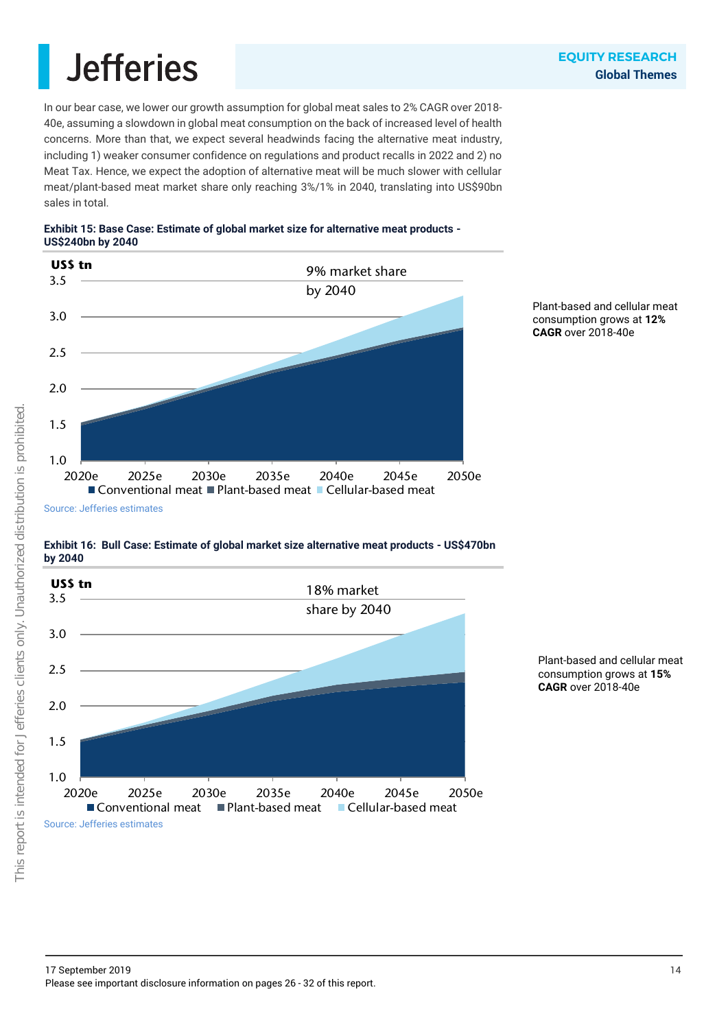In our bear case, we lower our growth assumption for global meat sales to 2% CAGR over 2018-40e, assuming a slowdown in global meat consumption on the back of increased level of health concerns. More than that, we expect several headwinds facing the alternative meat industry, including 1) weaker consumer confidence on regulations and product recalls in 2022 and 2) no Meat Tax. Hence, we expect the adoption of alternative meat will be much slower with cellular meat/plant-based meat market share only reaching 3%/1% in 2040, translating into US$90bn sales in total.

**Exhibit 15: Base Case: Estimate of global market size for alternative meat products - US$240bn by 2040**

US$ tn

9% market share by 2040

Conventional meat · Plant-based meat · Cellular-based meat

Source: Jefferies estimates

Plant-based and cellular meat consumption grows at **12% CAGR** over 2018-40e

**Exhibit 16: Bull Case: Estimate of global market size alternative meat products - US$470bn by 2040**

US$ tn

18% market share by 2040

Conventional meat · Plant-based meat · Cellular-based meat

Source: Jefferies estimates

Plant-based and cellular meat consumption grows at **15% CAGR** over 2018-40e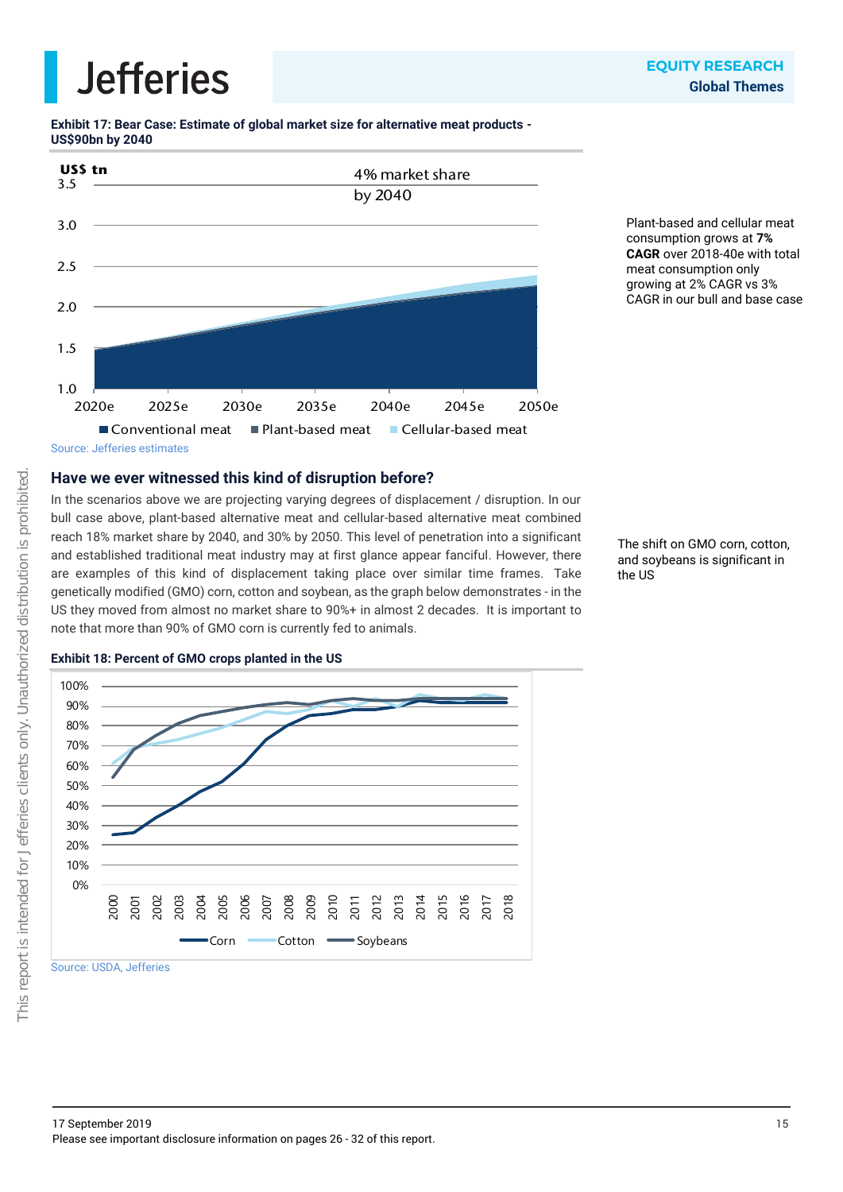**Exhibit 17: Bear Case: Estimate of global market size for alternative meat products - US$90bn by 2040**

US$ tn

4% market share by 2040

Conventional meat | Plant-based meat | Cellular-based meat

Source: Jefferies estimates

Plant-based and cellular meat consumption grows at **7% CAGR** over 2018-40e with total meat consumption only growing at 2% CAGR vs 3% CAGR in our bull and base case

## Have we ever witnessed this kind of disruption before?

In the scenarios above we are projecting varying degrees of displacement / disruption. In our bull case above, plant-based alternative meat and cellular-based alternative meat combined reach 18% market share by 2040, and 30% by 2050. This level of penetration into a significant and established traditional meat industry may at first glance appear fanciful. However, there are examples of this kind of displacement taking place over similar time frames. Take genetically modified (GMO) corn, cotton and soybean, as the graph below demonstrates - in the US they moved from almost no market share to 90%+ in almost 2 decades. It is important to note that more than 90% of GMO corn is currently fed to animals.

The shift on GMO corn, cotton, and soybeans is significant in the US

**Exhibit 18: Percent of GMO crops planted in the US**

Corn | Cotton | Soybeans

Source: USDA, Jefferies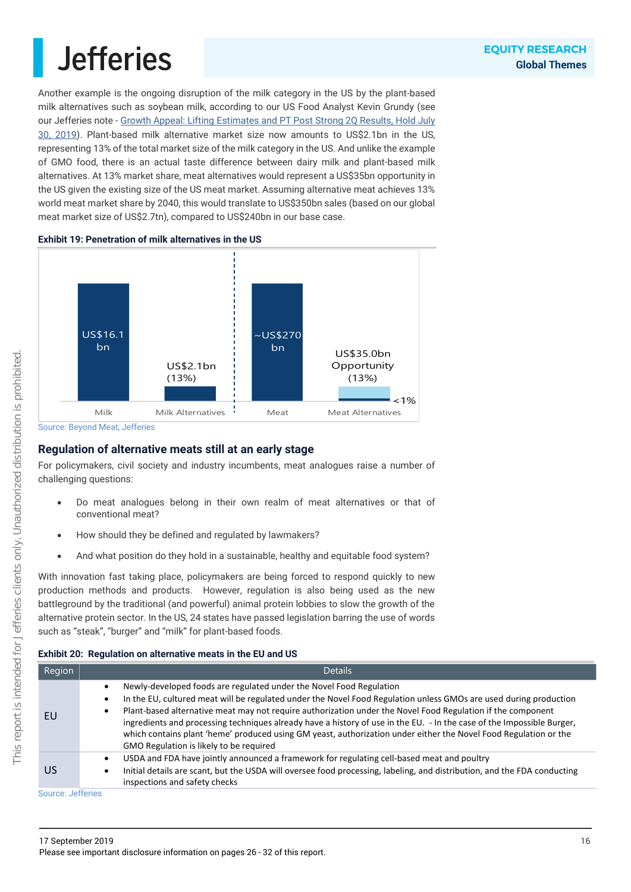Another example is the ongoing disruption of the milk category in the US by the plant-based milk alternatives such as soybean milk, according to our US Food Analyst Kevin Grundy (see our Jefferies note - Growth Appeal: Lifting Estimates and PT Post Strong 2Q Results, Hold July 30, 2019). Plant-based milk alternative market size now amounts to US$2.1bn in the US, representing 13% of the total market size of the milk category in the US. And unlike the example of GMO food, there is an actual taste difference between dairy milk and plant-based milk alternatives. At 13% market share, meat alternatives would represent a US$35bn opportunity in the US given the existing size of the US meat market. Assuming alternative meat achieves 13% world meat market share by 2040, this would translate to US$350bn sales (based on our global meat market size of US$2.7tn), compared to US$240bn in our base case.

**Exhibit 19: Penetration of milk alternatives in the US**

| Category | Value |
|---|---|
| Milk | US$16.1 bn |
| Milk Alternatives | US$2.1bn (13%) |
| Meat | ~US$270 bn |
| Meat Alternatives | US$35.0bn Opportunity (13%); <1% |

Source: Beyond Meat, Jefferies

## Regulation of alternative meats still at an early stage

For policymakers, civil society and industry incumbents, meat analogues raise a number of challenging questions:

- Do meat analogues belong in their own realm of meat alternatives or that of conventional meat?
- How should they be defined and regulated by lawmakers?
- And what position do they hold in a sustainable, healthy and equitable food system?

With innovation fast taking place, policymakers are being forced to respond quickly to new production methods and products. However, regulation is also being used as the new battleground by the traditional (and powerful) animal protein lobbies to slow the growth of the alternative protein sector. In the US, 24 states have passed legislation barring the use of words such as "steak", "burger" and "milk" for plant-based foods.

**Exhibit 20: Regulation on alternative meats in the EU and US**

| Region | Details |
|---|---|
| EU | • Newly-developed foods are regulated under the Novel Food Regulation<br>• In the EU, cultured meat will be regulated under the Novel Food Regulation unless GMOs are used during production<br>• Plant-based alternative meat may not require authorization under the Novel Food Regulation if the component ingredients and processing techniques already have a history of use in the EU. - In the case of the Impossible Burger, which contains plant 'heme' produced using GM yeast, authorization under either the Novel Food Regulation or the GMO Regulation is likely to be required |
| US | • USDA and FDA have jointly announced a framework for regulating cell-based meat and poultry<br>• Initial details are scant, but the USDA will oversee food processing, labeling, and distribution, and the FDA conducting inspections and safety checks |

Source: Jefferies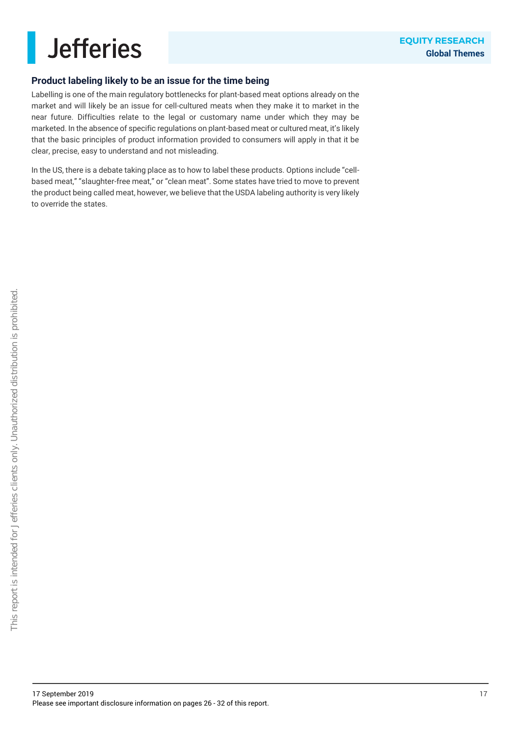## Product labeling likely to be an issue for the time being

Labelling is one of the main regulatory bottlenecks for plant-based meat options already on the market and will likely be an issue for cell-cultured meats when they make it to market in the near future. Difficulties relate to the legal or customary name under which they may be marketed. In the absence of specific regulations on plant-based meat or cultured meat, it's likely that the basic principles of product information provided to consumers will apply in that it be clear, precise, easy to understand and not misleading.

In the US, there is a debate taking place as to how to label these products. Options include "cell-based meat," "slaughter-free meat," or "clean meat". Some states have tried to move to prevent the product being called meat, however, we believe that the USDA labeling authority is very likely to override the states.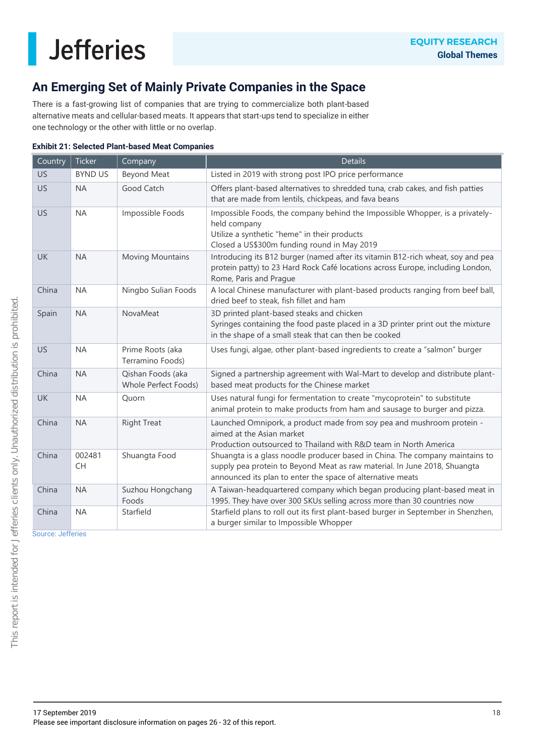## An Emerging Set of Mainly Private Companies in the Space

There is a fast-growing list of companies that are trying to commercialize both plant-based alternative meats and cellular-based meats. It appears that start-ups tend to specialize in either one technology or the other with little or no overlap.

**Exhibit 21: Selected Plant-based Meat Companies**

| Country | Ticker | Company | Details |
|---|---|---|---|
| US | BYND US | Beyond Meat | Listed in 2019 with strong post IPO price performance |
| US | NA | Good Catch | Offers plant-based alternatives to shredded tuna, crab cakes, and fish patties that are made from lentils, chickpeas, and fava beans |
| US | NA | Impossible Foods | Impossible Foods, the company behind the Impossible Whopper, is a privately-held company<br>Utilize a synthetic "heme" in their products<br>Closed a US$300m funding round in May 2019 |
| UK | NA | Moving Mountains | Introducing its B12 burger (named after its vitamin B12-rich wheat, soy and pea protein patty) to 23 Hard Rock Café locations across Europe, including London, Rome, Paris and Prague |
| China | NA | Ningbo Sulian Foods | A local Chinese manufacturer with plant-based products ranging from beef ball, dried beef to steak, fish fillet and ham |
| Spain | NA | NovaMeat | 3D printed plant-based steaks and chicken<br>Syringes containing the food paste placed in a 3D printer print out the mixture in the shape of a small steak that can then be cooked |
| US | NA | Prime Roots (aka Terramino Foods) | Uses fungi, algae, other plant-based ingredients to create a "salmon" burger |
| China | NA | Qishan Foods (aka Whole Perfect Foods) | Signed a partnership agreement with Wal-Mart to develop and distribute plant-based meat products for the Chinese market |
| UK | NA | Quorn | Uses natural fungi for fermentation to create "mycoprotein" to substitute animal protein to make products from ham and sausage to burger and pizza. |
| China | NA | Right Treat | Launched Omnipork, a product made from soy pea and mushroom protein - aimed at the Asian market<br>Production outsourced to Thailand with R&D team in North America |
| China | 002481 CH | Shuangta Food | Shuangta is a glass noodle producer based in China. The company maintains to supply pea protein to Beyond Meat as raw material. In June 2018, Shuangta announced its plan to enter the space of alternative meats |
| China | NA | Suzhou Hongchang Foods | A Taiwan-headquartered company which began producing plant-based meat in 1995. They have over 300 SKUs selling across more than 30 countries now |
| China | NA | Starfield | Starfield plans to roll out its first plant-based burger in September in Shenzhen, a burger similar to Impossible Whopper |

Source: Jefferies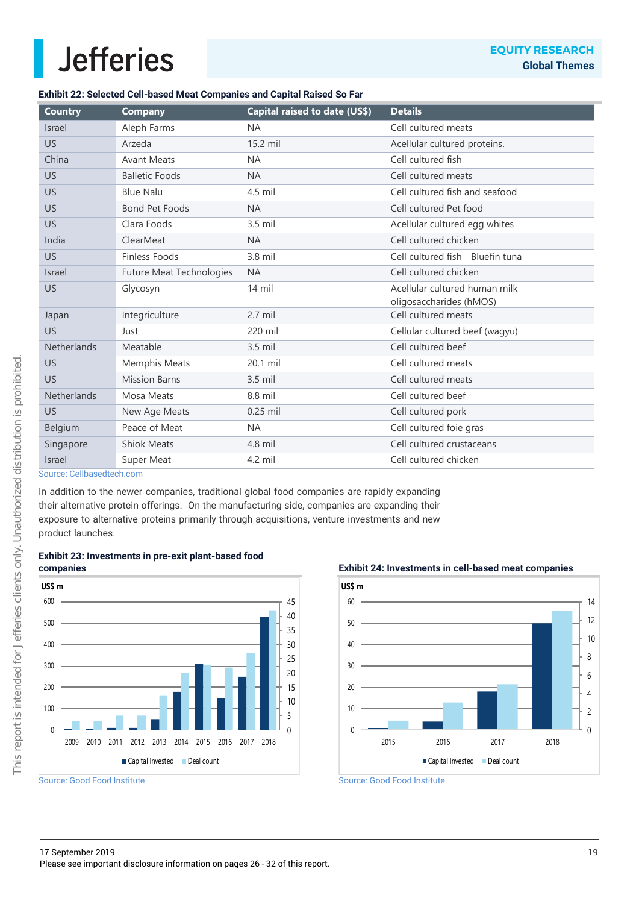**Exhibit 22: Selected Cell-based Meat Companies and Capital Raised So Far**

| Country | Company | Capital raised to date (US$) | Details |
|---|---|---|---|
| Israel | Aleph Farms | NA | Cell cultured meats |
| US | Arzeda | 15.2 mil | Acellular cultured proteins. |
| China | Avant Meats | NA | Cell cultured fish |
| US | Balletic Foods | NA | Cell cultured meats |
| US | Blue Nalu | 4.5 mil | Cell cultured fish and seafood |
| US | Bond Pet Foods | NA | Cell cultured Pet food |
| US | Clara Foods | 3.5 mil | Acellular cultured egg whites |
| India | ClearMeat | NA | Cell cultured chicken |
| US | Finless Foods | 3.8 mil | Cell cultured fish - Bluefin tuna |
| Israel | Future Meat Technologies | NA | Cell cultured chicken |
| US | Glycosyn | 14 mil | Acellular cultured human milk oligosaccharides (hMOS) |
| Japan | Integriculture | 2.7 mil | Cell cultured meats |
| US | Just | 220 mil | Cellular cultured beef (wagyu) |
| Netherlands | Meatable | 3.5 mil | Cell cultured beef |
| US | Memphis Meats | 20.1 mil | Cell cultured meats |
| US | Mission Barns | 3.5 mil | Cell cultured meats |
| Netherlands | Mosa Meats | 8.8 mil | Cell cultured beef |
| US | New Age Meats | 0.25 mil | Cell cultured pork |
| Belgium | Peace of Meat | NA | Cell cultured foie gras |
| Singapore | Shiok Meats | 4.8 mil | Cell cultured crustaceans |
| Israel | Super Meat | 4.2 mil | Cell cultured chicken |

Source: Cellbasedtech.com

In addition to the newer companies, traditional global food companies are rapidly expanding their alternative protein offerings. On the manufacturing side, companies are expanding their exposure to alternative proteins primarily through acquisitions, venture investments and new product launches.

**Exhibit 23: Investments in pre-exit plant-based food companies**

Source: Good Food Institute

**Exhibit 24: Investments in cell-based meat companies**

Source: Good Food Institute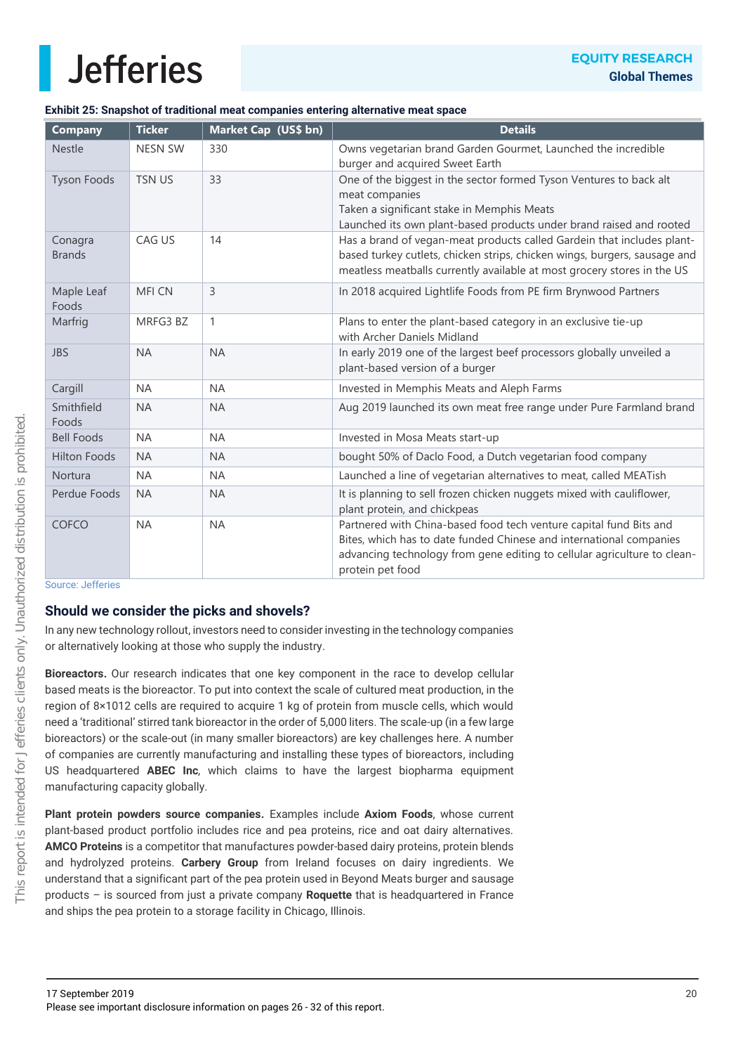**Exhibit 25: Snapshot of traditional meat companies entering alternative meat space**

| Company | Ticker | Market Cap (US$ bn) | Details |
|---|---|---|---|
| Nestle | NESN SW | 330 | Owns vegetarian brand Garden Gourmet, Launched the incredible burger and acquired Sweet Earth |
| Tyson Foods | TSN US | 33 | One of the biggest in the sector formed Tyson Ventures to back alt meat companies<br>Taken a significant stake in Memphis Meats<br>Launched its own plant-based products under brand raised and rooted |
| Conagra Brands | CAG US | 14 | Has a brand of vegan-meat products called Gardein that includes plant-based turkey cutlets, chicken strips, chicken wings, burgers, sausage and meatless meatballs currently available at most grocery stores in the US |
| Maple Leaf Foods | MFI CN | 3 | In 2018 acquired Lightlife Foods from PE firm Brynwood Partners |
| Marfrig | MRFG3 BZ | 1 | Plans to enter the plant-based category in an exclusive tie-up with Archer Daniels Midland |
| JBS | NA | NA | In early 2019 one of the largest beef processors globally unveiled a plant-based version of a burger |
| Cargill | NA | NA | Invested in Memphis Meats and Aleph Farms |
| Smithfield Foods | NA | NA | Aug 2019 launched its own meat free range under Pure Farmland brand |
| Bell Foods | NA | NA | Invested in Mosa Meats start-up |
| Hilton Foods | NA | NA | bought 50% of Daclo Food, a Dutch vegetarian food company |
| Nortura | NA | NA | Launched a line of vegetarian alternatives to meat, called MEATish |
| Perdue Foods | NA | NA | It is planning to sell frozen chicken nuggets mixed with cauliflower, plant protein, and chickpeas |
| COFCO | NA | NA | Partnered with China-based food tech venture capital fund Bits and Bites, which has to date funded Chinese and international companies advancing technology from gene editing to cellular agriculture to clean-protein pet food |

Source: Jefferies

## Should we consider the picks and shovels?

In any new technology rollout, investors need to consider investing in the technology companies or alternatively looking at those who supply the industry.

**Bioreactors.** Our research indicates that one key component in the race to develop cellular based meats is the bioreactor. To put into context the scale of cultured meat production, in the region of 8×1012 cells are required to acquire 1 kg of protein from muscle cells, which would need a 'traditional' stirred tank bioreactor in the order of 5,000 liters. The scale-up (in a few large bioreactors) or the scale-out (in many smaller bioreactors) are key challenges here. A number of companies are currently manufacturing and installing these types of bioreactors, including US headquartered **ABEC Inc**, which claims to have the largest biopharma equipment manufacturing capacity globally.

**Plant protein powders source companies.** Examples include **Axiom Foods**, whose current plant-based product portfolio includes rice and pea proteins, rice and oat dairy alternatives. **AMCO Proteins** is a competitor that manufactures powder-based dairy proteins, protein blends and hydrolyzed proteins. **Carbery Group** from Ireland focuses on dairy ingredients. We understand that a significant part of the pea protein used in Beyond Meats burger and sausage products – is sourced from just a private company **Roquette** that is headquartered in France and ships the pea protein to a storage facility in Chicago, Illinois.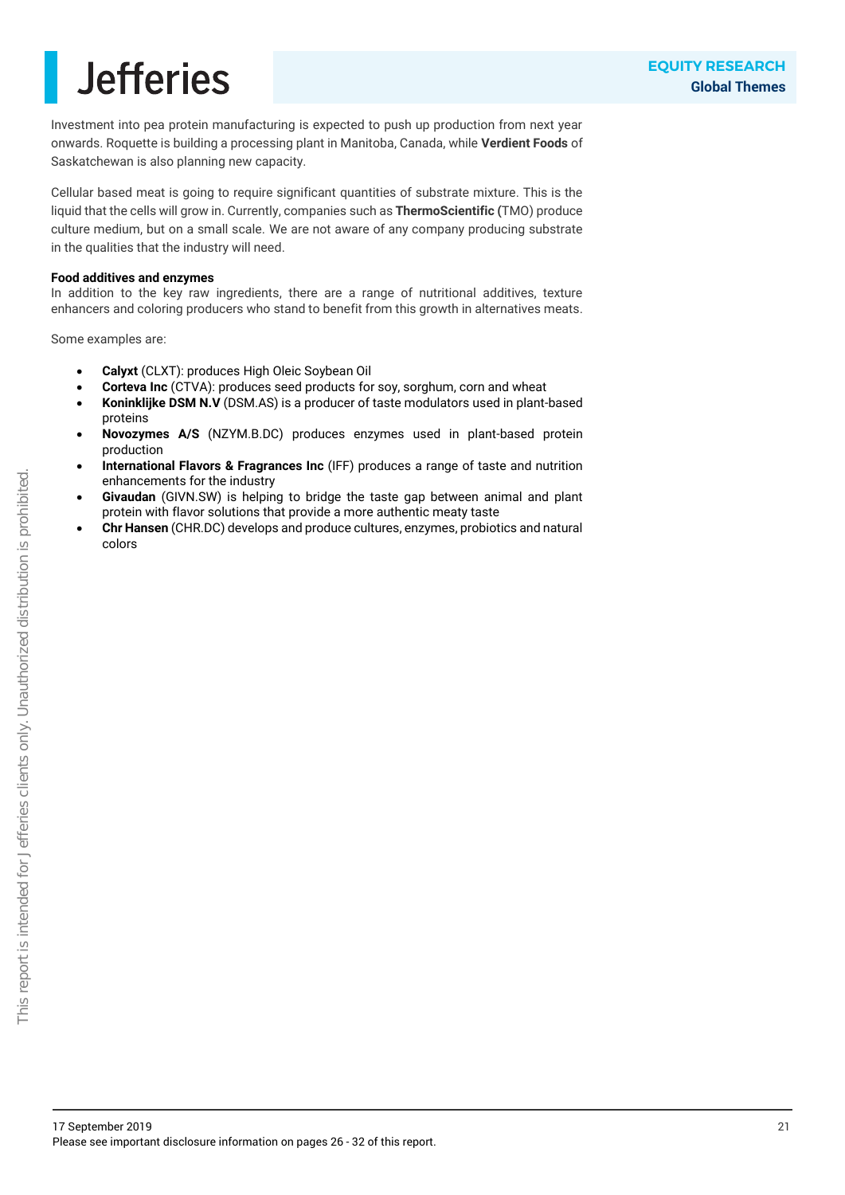Investment into pea protein manufacturing is expected to push up production from next year onwards. Roquette is building a processing plant in Manitoba, Canada, while **Verdient Foods** of Saskatchewan is also planning new capacity.

Cellular based meat is going to require significant quantities of substrate mixture. This is the liquid that the cells will grow in. Currently, companies such as **ThermoScientific (**TMO) produce culture medium, but on a small scale. We are not aware of any company producing substrate in the qualities that the industry will need.

**Food additives and enzymes**

In addition to the key raw ingredients, there are a range of nutritional additives, texture enhancers and coloring producers who stand to benefit from this growth in alternatives meats.

Some examples are:

- **Calyxt** (CLXT): produces High Oleic Soybean Oil
- **Corteva Inc** (CTVA): produces seed products for soy, sorghum, corn and wheat
- **Koninklijke DSM N.V** (DSM.AS) is a producer of taste modulators used in plant-based proteins
- **Novozymes A/S** (NZYM.B.DC) produces enzymes used in plant-based protein production
- **International Flavors & Fragrances Inc** (IFF) produces a range of taste and nutrition enhancements for the industry
- **Givaudan** (GIVN.SW) is helping to bridge the taste gap between animal and plant protein with flavor solutions that provide a more authentic meaty taste
- **Chr Hansen** (CHR.DC) develops and produce cultures, enzymes, probiotics and natural colors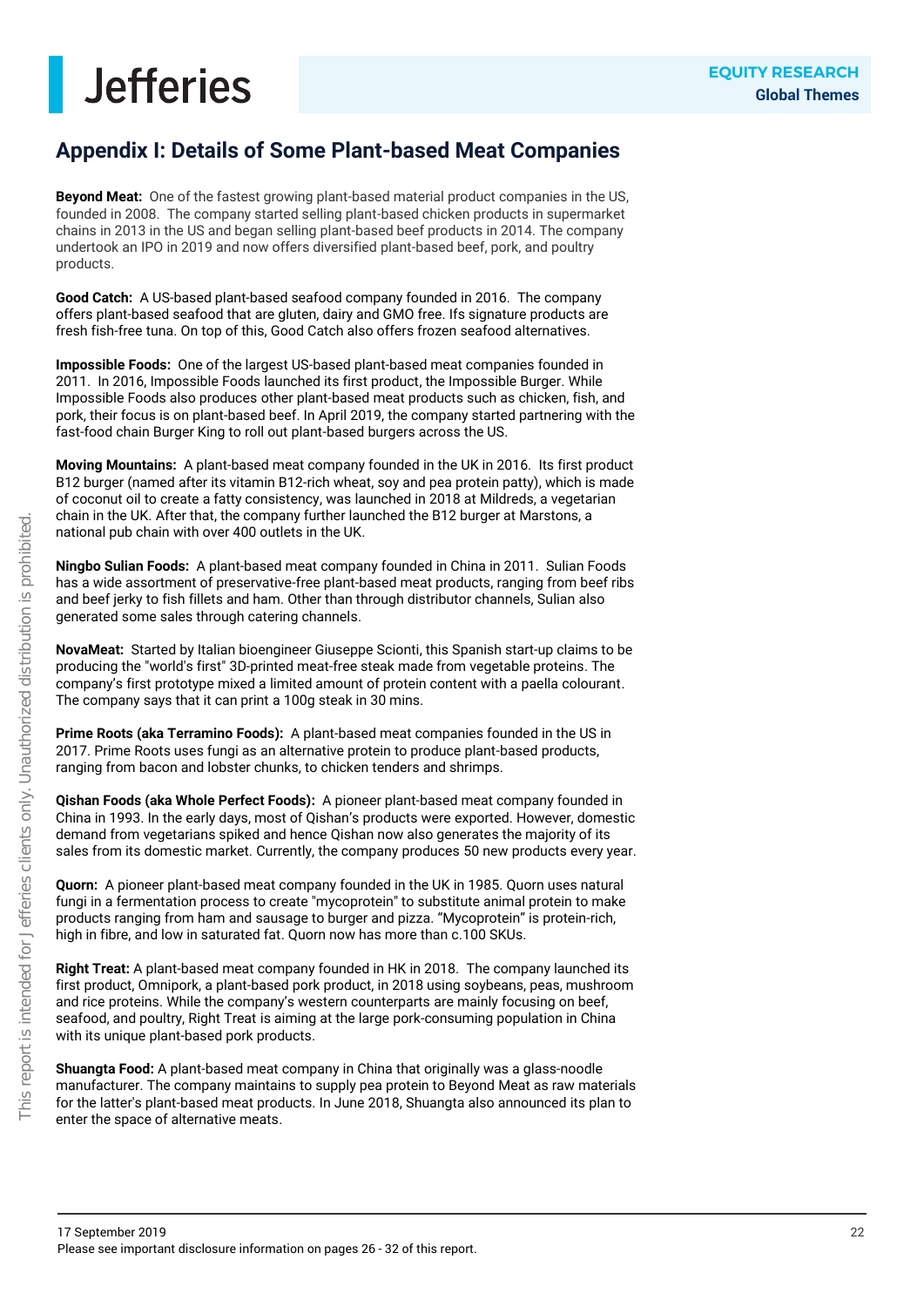## Appendix I: Details of Some Plant-based Meat Companies

**Beyond Meat:** One of the fastest growing plant-based material product companies in the US, founded in 2008. The company started selling plant-based chicken products in supermarket chains in 2013 in the US and began selling plant-based beef products in 2014. The company undertook an IPO in 2019 and now offers diversified plant-based beef, pork, and poultry products.

**Good Catch:** A US-based plant-based seafood company founded in 2016. The company offers plant-based seafood that are gluten, dairy and GMO free. Ifs signature products are fresh fish-free tuna. On top of this, Good Catch also offers frozen seafood alternatives.

**Impossible Foods:** One of the largest US-based plant-based meat companies founded in 2011. In 2016, Impossible Foods launched its first product, the Impossible Burger. While Impossible Foods also produces other plant-based meat products such as chicken, fish, and pork, their focus is on plant-based beef. In April 2019, the company started partnering with the fast-food chain Burger King to roll out plant-based burgers across the US.

**Moving Mountains:** A plant-based meat company founded in the UK in 2016. Its first product B12 burger (named after its vitamin B12-rich wheat, soy and pea protein patty), which is made of coconut oil to create a fatty consistency, was launched in 2018 at Mildreds, a vegetarian chain in the UK. After that, the company further launched the B12 burger at Marstons, a national pub chain with over 400 outlets in the UK.

**Ningbo Sulian Foods:** A plant-based meat company founded in China in 2011. Sulian Foods has a wide assortment of preservative-free plant-based meat products, ranging from beef ribs and beef jerky to fish fillets and ham. Other than through distributor channels, Sulian also generated some sales through catering channels.

**NovaMeat:** Started by Italian bioengineer Giuseppe Scionti, this Spanish start-up claims to be producing the "world's first" 3D-printed meat-free steak made from vegetable proteins. The company's first prototype mixed a limited amount of protein content with a paella colourant. The company says that it can print a 100g steak in 30 mins.

**Prime Roots (aka Terramino Foods):** A plant-based meat companies founded in the US in 2017. Prime Roots uses fungi as an alternative protein to produce plant-based products, ranging from bacon and lobster chunks, to chicken tenders and shrimps.

**Qishan Foods (aka Whole Perfect Foods):** A pioneer plant-based meat company founded in China in 1993. In the early days, most of Qishan's products were exported. However, domestic demand from vegetarians spiked and hence Qishan now also generates the majority of its sales from its domestic market. Currently, the company produces 50 new products every year.

**Quorn:** A pioneer plant-based meat company founded in the UK in 1985. Quorn uses natural fungi in a fermentation process to create "mycoprotein" to substitute animal protein to make products ranging from ham and sausage to burger and pizza. "Mycoprotein" is protein-rich, high in fibre, and low in saturated fat. Quorn now has more than c.100 SKUs.

**Right Treat:** A plant-based meat company founded in HK in 2018. The company launched its first product, Omnipork, a plant-based pork product, in 2018 using soybeans, peas, mushroom and rice proteins. While the company's western counterparts are mainly focusing on beef, seafood, and poultry, Right Treat is aiming at the large pork-consuming population in China with its unique plant-based pork products.

**Shuangta Food:** A plant-based meat company in China that originally was a glass-noodle manufacturer. The company maintains to supply pea protein to Beyond Meat as raw materials for the latter's plant-based meat products. In June 2018, Shuangta also announced its plan to enter the space of alternative meats.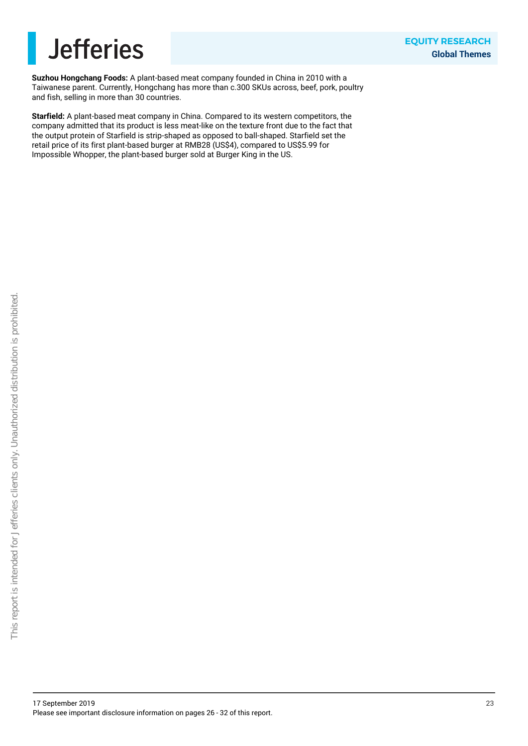**Suzhou Hongchang Foods:** A plant-based meat company founded in China in 2010 with a Taiwanese parent. Currently, Hongchang has more than c.300 SKUs across, beef, pork, poultry and fish, selling in more than 30 countries.

**Starfield:** A plant-based meat company in China. Compared to its western competitors, the company admitted that its product is less meat-like on the texture front due to the fact that the output protein of Starfield is strip-shaped as opposed to ball-shaped. Starfield set the retail price of its first plant-based burger at RMB28 (US$4), compared to US$5.99 for Impossible Whopper, the plant-based burger sold at Burger King in the US.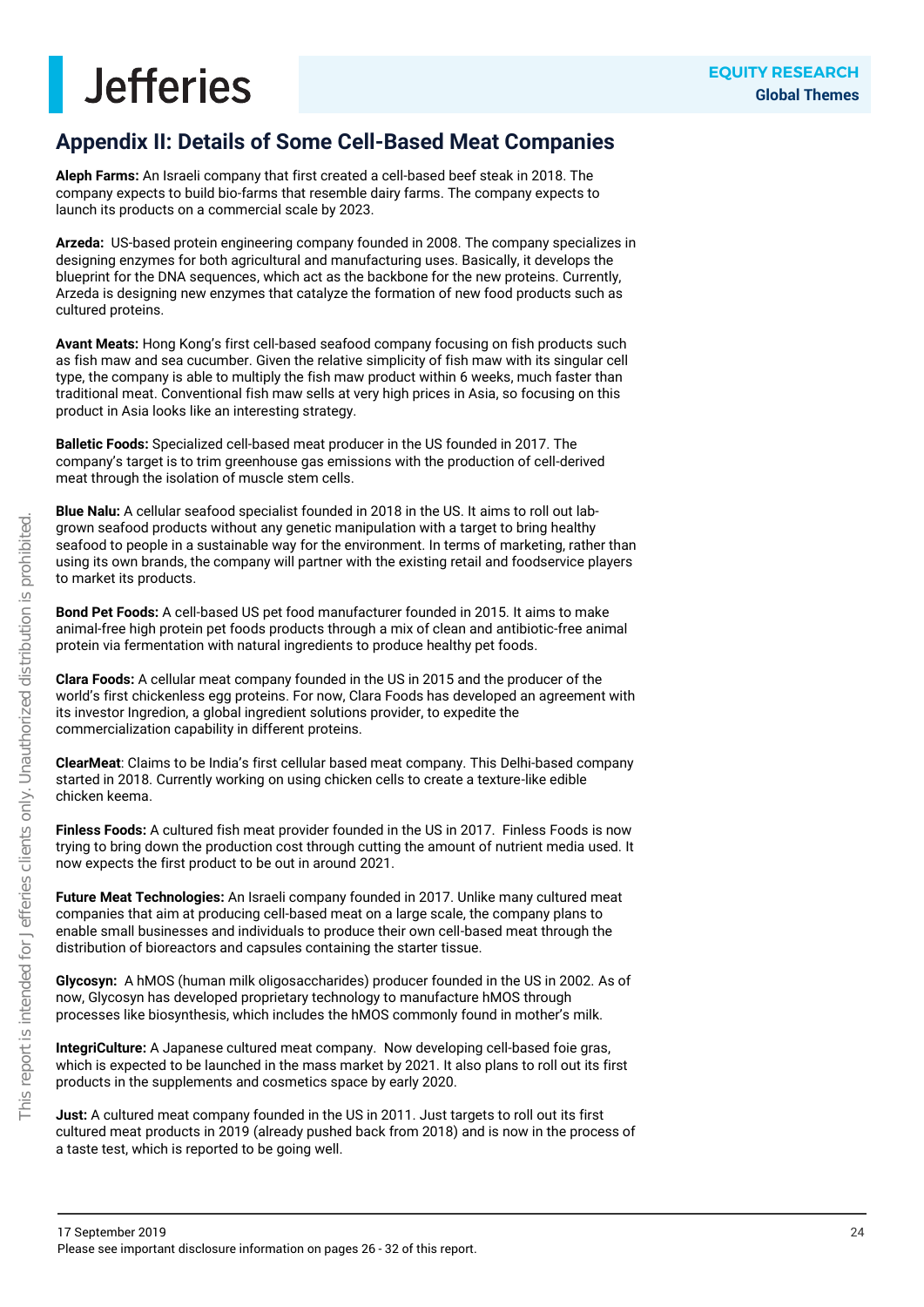## Appendix II: Details of Some Cell-Based Meat Companies

**Aleph Farms:** An Israeli company that first created a cell-based beef steak in 2018. The company expects to build bio-farms that resemble dairy farms. The company expects to launch its products on a commercial scale by 2023.

**Arzeda:** US-based protein engineering company founded in 2008. The company specializes in designing enzymes for both agricultural and manufacturing uses. Basically, it develops the blueprint for the DNA sequences, which act as the backbone for the new proteins. Currently, Arzeda is designing new enzymes that catalyze the formation of new food products such as cultured proteins.

**Avant Meats:** Hong Kong's first cell-based seafood company focusing on fish products such as fish maw and sea cucumber. Given the relative simplicity of fish maw with its singular cell type, the company is able to multiply the fish maw product within 6 weeks, much faster than traditional meat. Conventional fish maw sells at very high prices in Asia, so focusing on this product in Asia looks like an interesting strategy.

**Balletic Foods:** Specialized cell-based meat producer in the US founded in 2017. The company's target is to trim greenhouse gas emissions with the production of cell-derived meat through the isolation of muscle stem cells.

**Blue Nalu:** A cellular seafood specialist founded in 2018 in the US. It aims to roll out lab-grown seafood products without any genetic manipulation with a target to bring healthy seafood to people in a sustainable way for the environment. In terms of marketing, rather than using its own brands, the company will partner with the existing retail and foodservice players to market its products.

**Bond Pet Foods:** A cell-based US pet food manufacturer founded in 2015. It aims to make animal-free high protein pet foods products through a mix of clean and antibiotic-free animal protein via fermentation with natural ingredients to produce healthy pet foods.

**Clara Foods:** A cellular meat company founded in the US in 2015 and the producer of the world's first chickenless egg proteins. For now, Clara Foods has developed an agreement with its investor Ingredion, a global ingredient solutions provider, to expedite the commercialization capability in different proteins.

**ClearMeat**: Claims to be India's first cellular based meat company. This Delhi-based company started in 2018. Currently working on using chicken cells to create a texture-like edible chicken keema.

**Finless Foods:** A cultured fish meat provider founded in the US in 2017. Finless Foods is now trying to bring down the production cost through cutting the amount of nutrient media used. It now expects the first product to be out in around 2021.

**Future Meat Technologies:** An Israeli company founded in 2017. Unlike many cultured meat companies that aim at producing cell-based meat on a large scale, the company plans to enable small businesses and individuals to produce their own cell-based meat through the distribution of bioreactors and capsules containing the starter tissue.

**Glycosyn:** A hMOS (human milk oligosaccharides) producer founded in the US in 2002. As of now, Glycosyn has developed proprietary technology to manufacture hMOS through processes like biosynthesis, which includes the hMOS commonly found in mother's milk.

**IntegriCulture:** A Japanese cultured meat company. Now developing cell-based foie gras, which is expected to be launched in the mass market by 2021. It also plans to roll out its first products in the supplements and cosmetics space by early 2020.

**Just:** A cultured meat company founded in the US in 2011. Just targets to roll out its first cultured meat products in 2019 (already pushed back from 2018) and is now in the process of a taste test, which is reported to be going well.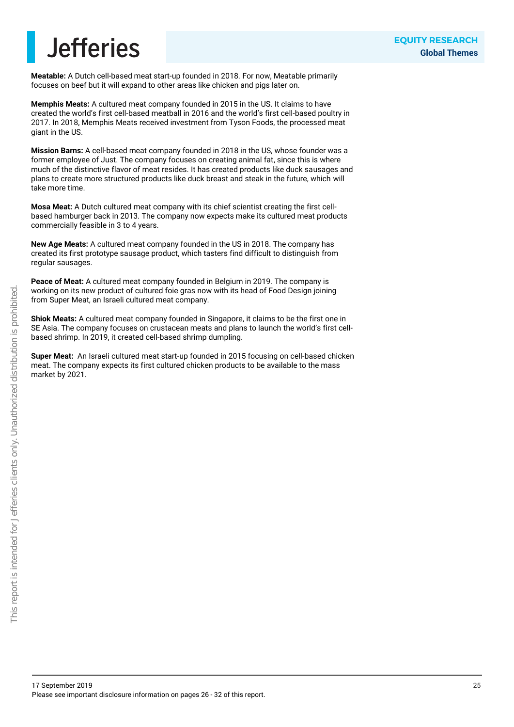**Meatable:** A Dutch cell-based meat start-up founded in 2018. For now, Meatable primarily focuses on beef but it will expand to other areas like chicken and pigs later on.

**Memphis Meats:** A cultured meat company founded in 2015 in the US. It claims to have created the world's first cell-based meatball in 2016 and the world's first cell-based poultry in 2017. In 2018, Memphis Meats received investment from Tyson Foods, the processed meat giant in the US.

**Mission Barns:** A cell-based meat company founded in 2018 in the US, whose founder was a former employee of Just. The company focuses on creating animal fat, since this is where much of the distinctive flavor of meat resides. It has created products like duck sausages and plans to create more structured products like duck breast and steak in the future, which will take more time.

**Mosa Meat:** A Dutch cultured meat company with its chief scientist creating the first cell-based hamburger back in 2013. The company now expects make its cultured meat products commercially feasible in 3 to 4 years.

**New Age Meats:** A cultured meat company founded in the US in 2018. The company has created its first prototype sausage product, which tasters find difficult to distinguish from regular sausages.

**Peace of Meat:** A cultured meat company founded in Belgium in 2019. The company is working on its new product of cultured foie gras now with its head of Food Design joining from Super Meat, an Israeli cultured meat company.

**Shiok Meats:** A cultured meat company founded in Singapore, it claims to be the first one in SE Asia. The company focuses on crustacean meats and plans to launch the world's first cell-based shrimp. In 2019, it created cell-based shrimp dumpling.

**Super Meat:** An Israeli cultured meat start-up founded in 2015 focusing on cell-based chicken meat. The company expects its first cultured chicken products to be available to the mass market by 2021.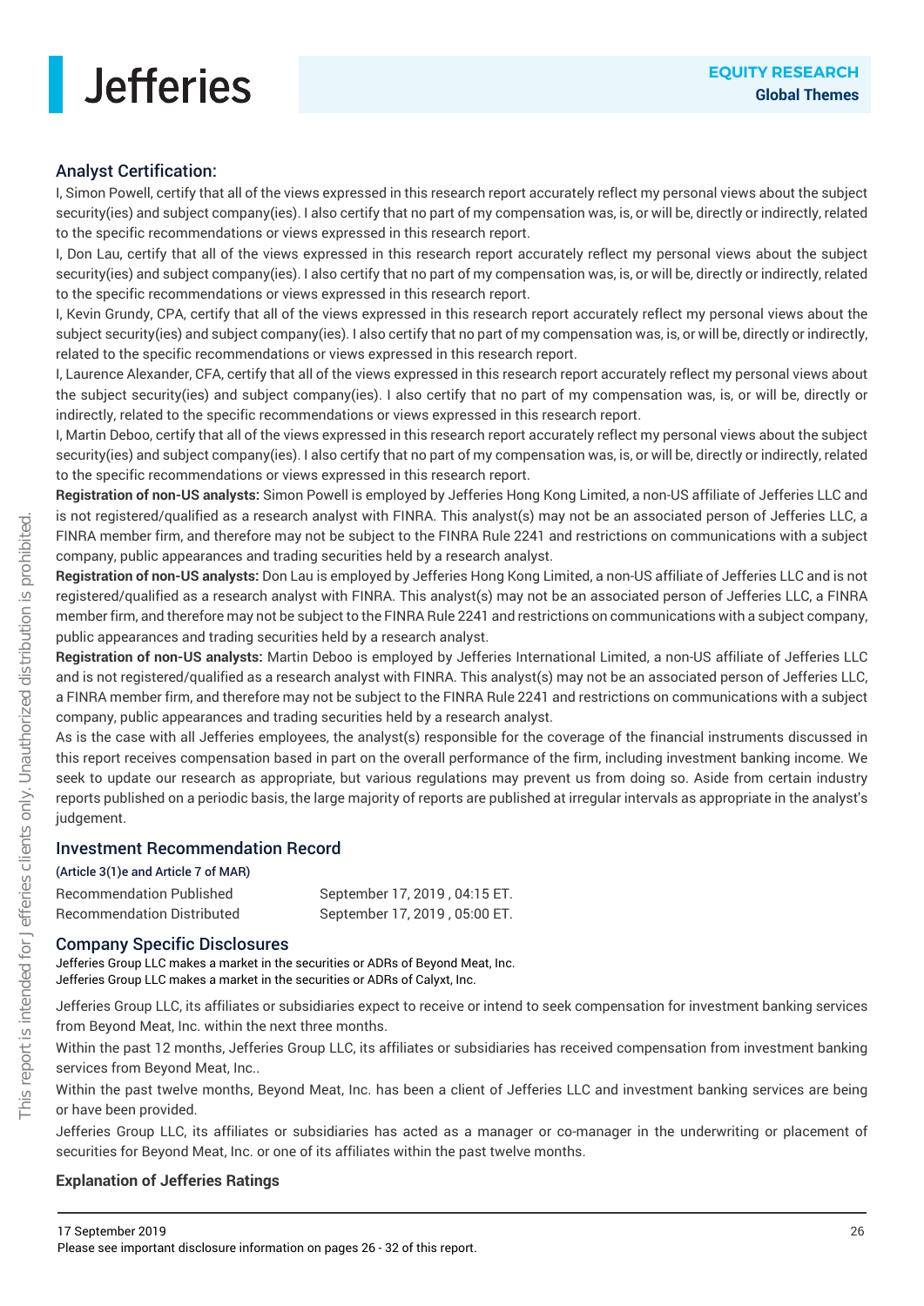## Analyst Certification:

I, Simon Powell, certify that all of the views expressed in this research report accurately reflect my personal views about the subject security(ies) and subject company(ies). I also certify that no part of my compensation was, is, or will be, directly or indirectly, related to the specific recommendations or views expressed in this research report.

I, Don Lau, certify that all of the views expressed in this research report accurately reflect my personal views about the subject security(ies) and subject company(ies). I also certify that no part of my compensation was, is, or will be, directly or indirectly, related to the specific recommendations or views expressed in this research report.

I, Kevin Grundy, CPA, certify that all of the views expressed in this research report accurately reflect my personal views about the subject security(ies) and subject company(ies). I also certify that no part of my compensation was, is, or will be, directly or indirectly, related to the specific recommendations or views expressed in this research report.

I, Laurence Alexander, CFA, certify that all of the views expressed in this research report accurately reflect my personal views about the subject security(ies) and subject company(ies). I also certify that no part of my compensation was, is, or will be, directly or indirectly, related to the specific recommendations or views expressed in this research report.

I, Martin Deboo, certify that all of the views expressed in this research report accurately reflect my personal views about the subject security(ies) and subject company(ies). I also certify that no part of my compensation was, is, or will be, directly or indirectly, related to the specific recommendations or views expressed in this research report.

**Registration of non-US analysts:** Simon Powell is employed by Jefferies Hong Kong Limited, a non-US affiliate of Jefferies LLC and is not registered/qualified as a research analyst with FINRA. This analyst(s) may not be an associated person of Jefferies LLC, a FINRA member firm, and therefore may not be subject to the FINRA Rule 2241 and restrictions on communications with a subject company, public appearances and trading securities held by a research analyst.

**Registration of non-US analysts:** Don Lau is employed by Jefferies Hong Kong Limited, a non-US affiliate of Jefferies LLC and is not registered/qualified as a research analyst with FINRA. This analyst(s) may not be an associated person of Jefferies LLC, a FINRA member firm, and therefore may not be subject to the FINRA Rule 2241 and restrictions on communications with a subject company, public appearances and trading securities held by a research analyst.

**Registration of non-US analysts:** Martin Deboo is employed by Jefferies International Limited, a non-US affiliate of Jefferies LLC and is not registered/qualified as a research analyst with FINRA. This analyst(s) may not be an associated person of Jefferies LLC, a FINRA member firm, and therefore may not be subject to the FINRA Rule 2241 and restrictions on communications with a subject company, public appearances and trading securities held by a research analyst.

As is the case with all Jefferies employees, the analyst(s) responsible for the coverage of the financial instruments discussed in this report receives compensation based in part on the overall performance of the firm, including investment banking income. We seek to update our research as appropriate, but various regulations may prevent us from doing so. Aside from certain industry reports published on a periodic basis, the large majority of reports are published at irregular intervals as appropriate in the analyst's judgement.

## Investment Recommendation Record

(Article 3(1)e and Article 7 of MAR)

| | |
|---|---|
| Recommendation Published | September 17, 2019 , 04:15 ET. |
| Recommendation Distributed | September 17, 2019 , 05:00 ET. |

## Company Specific Disclosures

Jefferies Group LLC makes a market in the securities or ADRs of Beyond Meat, Inc.
Jefferies Group LLC makes a market in the securities or ADRs of Calyxt, Inc.

Jefferies Group LLC, its affiliates or subsidiaries expect to receive or intend to seek compensation for investment banking services from Beyond Meat, Inc. within the next three months.

Within the past 12 months, Jefferies Group LLC, its affiliates or subsidiaries has received compensation from investment banking services from Beyond Meat, Inc..

Within the past twelve months, Beyond Meat, Inc. has been a client of Jefferies LLC and investment banking services are being or have been provided.

Jefferies Group LLC, its affiliates or subsidiaries has acted as a manager or co-manager in the underwriting or placement of securities for Beyond Meat, Inc. or one of its affiliates within the past twelve months.

### Explanation of Jefferies Ratings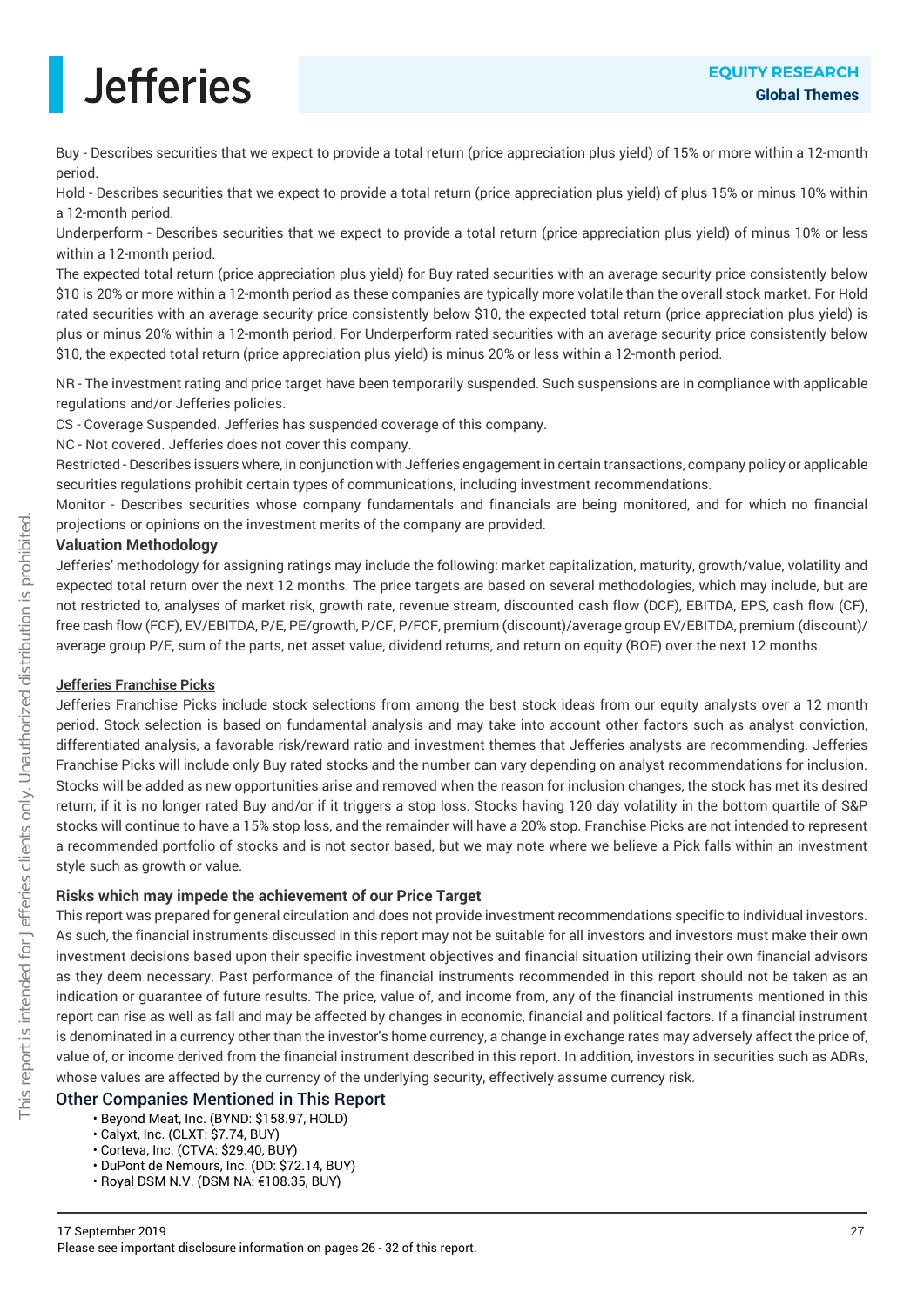Buy - Describes securities that we expect to provide a total return (price appreciation plus yield) of 15% or more within a 12-month period.

Hold - Describes securities that we expect to provide a total return (price appreciation plus yield) of plus 15% or minus 10% within a 12-month period.

Underperform - Describes securities that we expect to provide a total return (price appreciation plus yield) of minus 10% or less within a 12-month period.

The expected total return (price appreciation plus yield) for Buy rated securities with an average security price consistently below $10 is 20% or more within a 12-month period as these companies are typically more volatile than the overall stock market. For Hold rated securities with an average security price consistently below $10, the expected total return (price appreciation plus yield) is plus or minus 20% within a 12-month period. For Underperform rated securities with an average security price consistently below $10, the expected total return (price appreciation plus yield) is minus 20% or less within a 12-month period.

NR - The investment rating and price target have been temporarily suspended. Such suspensions are in compliance with applicable regulations and/or Jefferies policies.

CS - Coverage Suspended. Jefferies has suspended coverage of this company.

NC - Not covered. Jefferies does not cover this company.

Restricted - Describes issuers where, in conjunction with Jefferies engagement in certain transactions, company policy or applicable securities regulations prohibit certain types of communications, including investment recommendations.

Monitor - Describes securities whose company fundamentals and financials are being monitored, and for which no financial projections or opinions on the investment merits of the company are provided.

**Valuation Methodology**

Jefferies' methodology for assigning ratings may include the following: market capitalization, maturity, growth/value, volatility and expected total return over the next 12 months. The price targets are based on several methodologies, which may include, but are not restricted to, analyses of market risk, growth rate, revenue stream, discounted cash flow (DCF), EBITDA, EPS, cash flow (CF), free cash flow (FCF), EV/EBITDA, P/E, PE/growth, P/CF, P/FCF, premium (discount)/average group EV/EBITDA, premium (discount)/ average group P/E, sum of the parts, net asset value, dividend returns, and return on equity (ROE) over the next 12 months.

**Jefferies Franchise Picks**

Jefferies Franchise Picks include stock selections from among the best stock ideas from our equity analysts over a 12 month period. Stock selection is based on fundamental analysis and may take into account other factors such as analyst conviction, differentiated analysis, a favorable risk/reward ratio and investment themes that Jefferies analysts are recommending. Jefferies Franchise Picks will include only Buy rated stocks and the number can vary depending on analyst recommendations for inclusion. Stocks will be added as new opportunities arise and removed when the reason for inclusion changes, the stock has met its desired return, if it is no longer rated Buy and/or if it triggers a stop loss. Stocks having 120 day volatility in the bottom quartile of S&P stocks will continue to have a 15% stop loss, and the remainder will have a 20% stop. Franchise Picks are not intended to represent a recommended portfolio of stocks and is not sector based, but we may note where we believe a Pick falls within an investment style such as growth or value.

**Risks which may impede the achievement of our Price Target**

This report was prepared for general circulation and does not provide investment recommendations specific to individual investors. As such, the financial instruments discussed in this report may not be suitable for all investors and investors must make their own investment decisions based upon their specific investment objectives and financial situation utilizing their own financial advisors as they deem necessary. Past performance of the financial instruments recommended in this report should not be taken as an indication or guarantee of future results. The price, value of, and income from, any of the financial instruments mentioned in this report can rise as well as fall and may be affected by changes in economic, financial and political factors. If a financial instrument is denominated in a currency other than the investor's home currency, a change in exchange rates may adversely affect the price of, value of, or income derived from the financial instrument described in this report. In addition, investors in securities such as ADRs, whose values are affected by the currency of the underlying security, effectively assume currency risk.

## Other Companies Mentioned in This Report

- Beyond Meat, Inc. (BYND: $158.97, HOLD)
- Calyxt, Inc. (CLXT: $7.74, BUY)
- Corteva, Inc. (CTVA: $29.40, BUY)
- DuPont de Nemours, Inc. (DD: $72.14, BUY)
- Royal DSM N.V. (DSM NA: €108.35, BUY)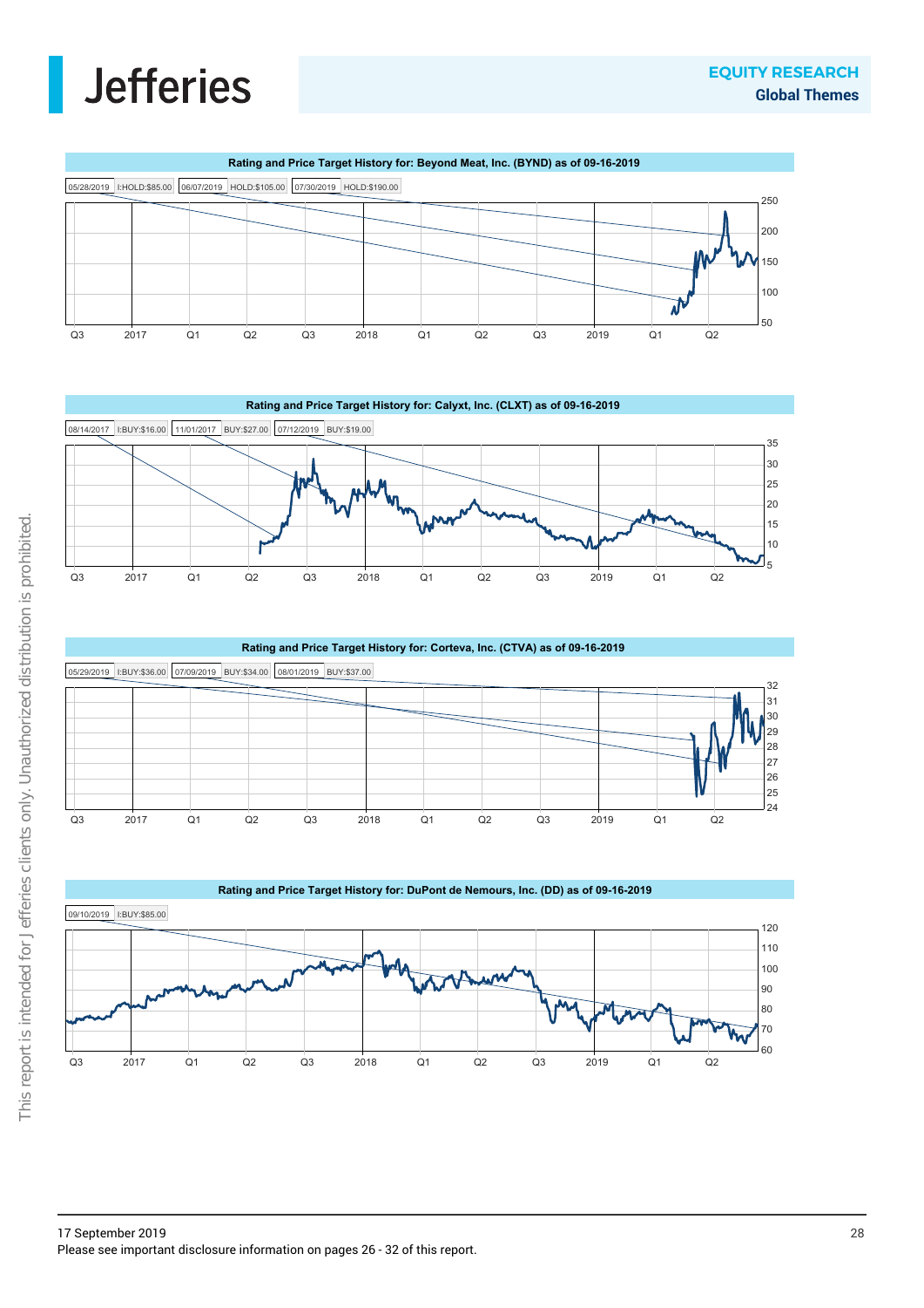### Rating and Price Target History for: Beyond Meat, Inc. (BYND) as of 09-16-2019

| Date | Rating:Price Target |
| --- | --- |
| 05/28/2019 | I:HOLD:$85.00 |
| 06/07/2019 | HOLD:$105.00 |
| 07/30/2019 | HOLD:$190.00 |

### Rating and Price Target History for: Calyxt, Inc. (CLXT) as of 09-16-2019

| Date | Rating:Price Target |
| --- | --- |
| 08/14/2017 | I:BUY:$16.00 |
| 11/01/2017 | BUY:$27.00 |
| 07/12/2019 | BUY:$19.00 |

### Rating and Price Target History for: Corteva, Inc. (CTVA) as of 09-16-2019

| Date | Rating:Price Target |
| --- | --- |
| 05/29/2019 | I:BUY:$36.00 |
| 07/09/2019 | BUY:$34.00 |
| 08/01/2019 | BUY:$37.00 |

### Rating and Price Target History for: DuPont de Nemours, Inc. (DD) as of 09-16-2019

| Date | Rating:Price Target |
| --- | --- |
| 09/10/2019 | I:BUY:$85.00 |

17 September 2019

Please see important disclosure information on pages 26 - 32 of this report.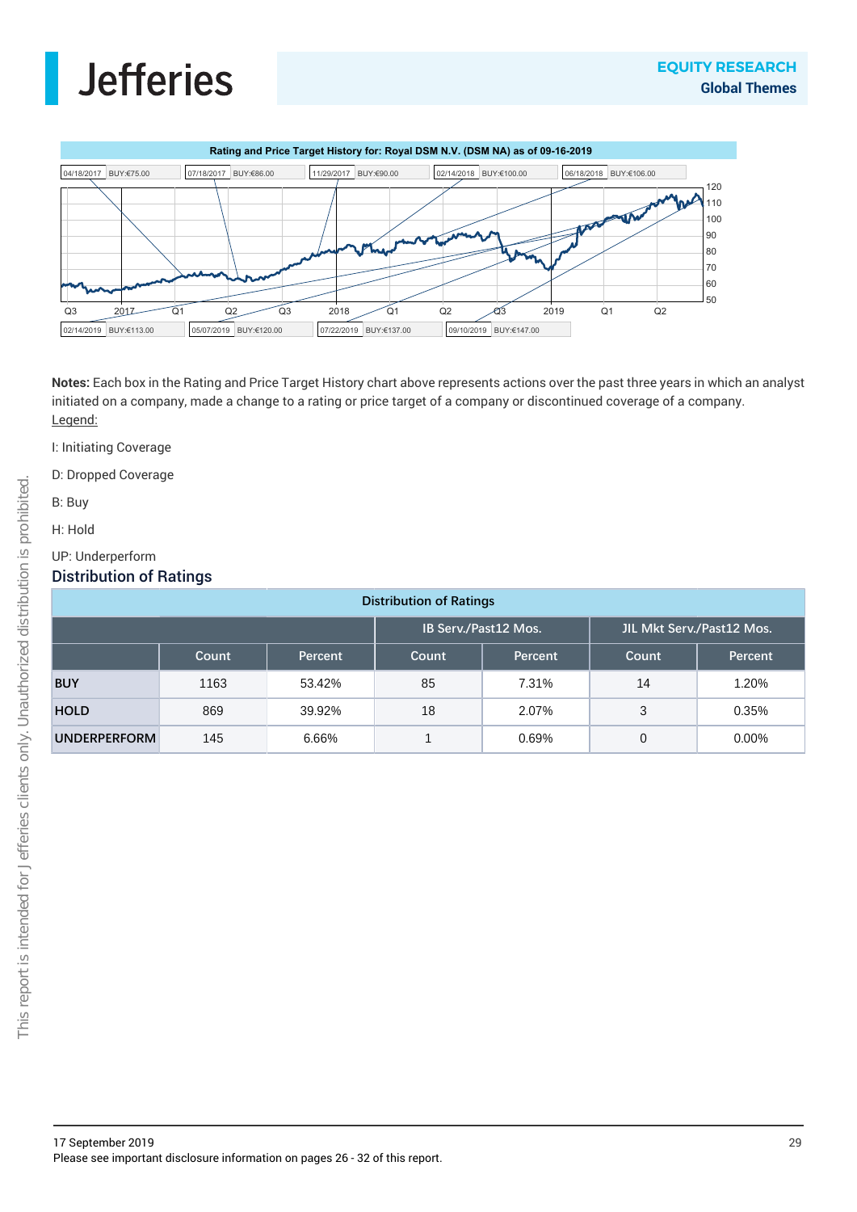**Rating and Price Target History for: Royal DSM N.V. (DSM NA) as of 09-16-2019**

| Date | Rating/Target |
|---|---|
| 04/18/2017 | BUY:€75.00 |
| 07/18/2017 | BUY:€86.00 |
| 11/29/2017 | BUY:€90.00 |
| 02/14/2018 | BUY:€100.00 |
| 06/18/2018 | BUY:€106.00 |
| 02/14/2019 | BUY:€113.00 |
| 05/07/2019 | BUY:€120.00 |
| 07/22/2019 | BUY:€137.00 |
| 09/10/2019 | BUY:€147.00 |

**Notes:** Each box in the Rating and Price Target History chart above represents actions over the past three years in which an analyst initiated on a company, made a change to a rating or price target of a company or discontinued coverage of a company.

Legend:

I: Initiating Coverage

D: Dropped Coverage

B: Buy

H: Hold

UP: Underperform

## Distribution of Ratings

| Distribution of Ratings | | | | | | |
|---|---|---|---|---|---|---|
| | | | IB Serv./Past12 Mos. | | JIL Mkt Serv./Past12 Mos. | |
| | Count | Percent | Count | Percent | Count | Percent |
| **BUY** | 1163 | 53.42% | 85 | 7.31% | 14 | 1.20% |
| **HOLD** | 869 | 39.92% | 18 | 2.07% | 3 | 0.35% |
| **UNDERPERFORM** | 145 | 6.66% | 1 | 0.69% | 0 | 0.00% |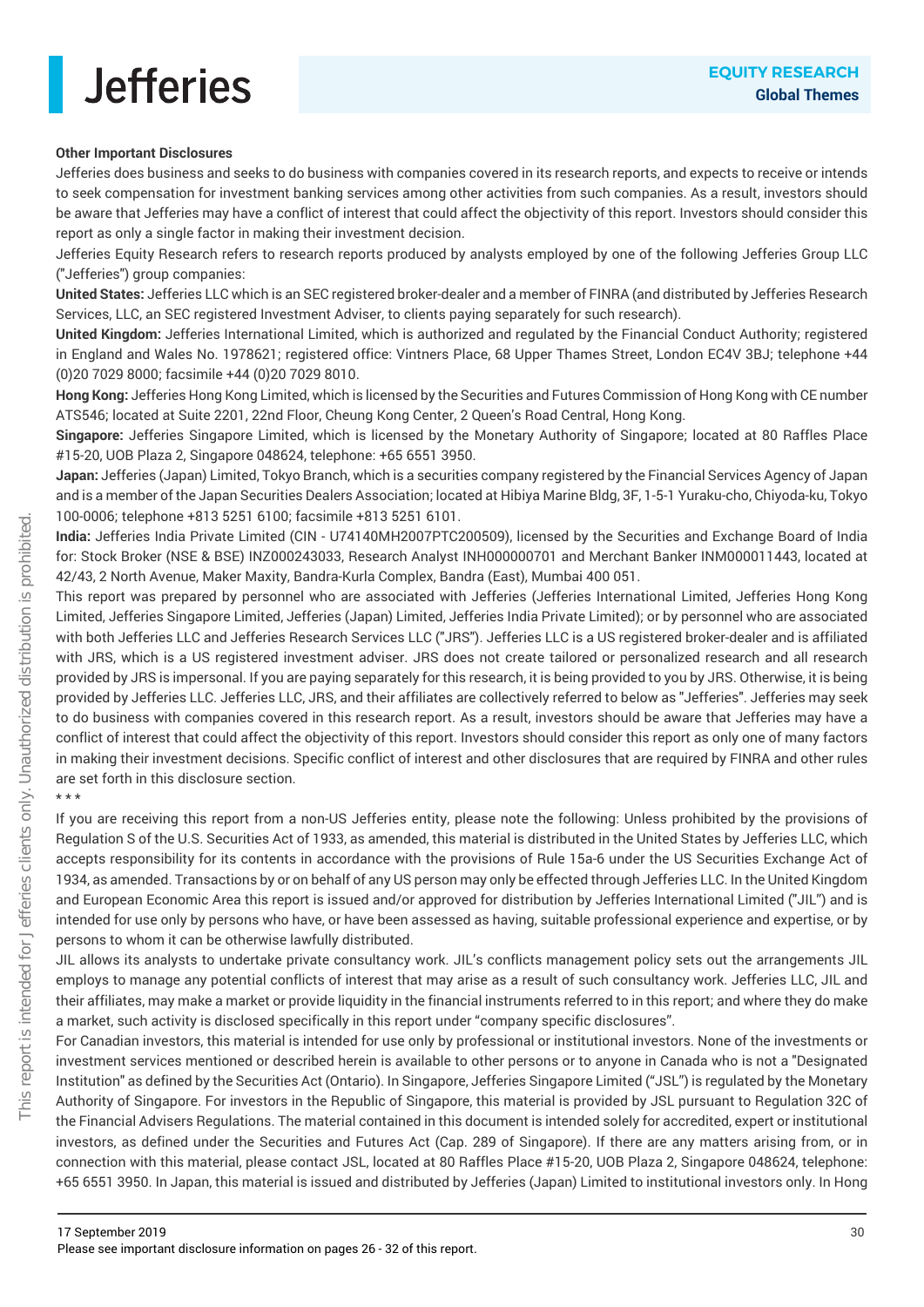**Other Important Disclosures**

Jefferies does business and seeks to do business with companies covered in its research reports, and expects to receive or intends to seek compensation for investment banking services among other activities from such companies. As a result, investors should be aware that Jefferies may have a conflict of interest that could affect the objectivity of this report. Investors should consider this report as only a single factor in making their investment decision.

Jefferies Equity Research refers to research reports produced by analysts employed by one of the following Jefferies Group LLC ("Jefferies") group companies:

**United States:** Jefferies LLC which is an SEC registered broker-dealer and a member of FINRA (and distributed by Jefferies Research Services, LLC, an SEC registered Investment Adviser, to clients paying separately for such research).

**United Kingdom:** Jefferies International Limited, which is authorized and regulated by the Financial Conduct Authority; registered in England and Wales No. 1978621; registered office: Vintners Place, 68 Upper Thames Street, London EC4V 3BJ; telephone +44 (0)20 7029 8000; facsimile +44 (0)20 7029 8010.

**Hong Kong:** Jefferies Hong Kong Limited, which is licensed by the Securities and Futures Commission of Hong Kong with CE number ATS546; located at Suite 2201, 22nd Floor, Cheung Kong Center, 2 Queen's Road Central, Hong Kong.

**Singapore:** Jefferies Singapore Limited, which is licensed by the Monetary Authority of Singapore; located at 80 Raffles Place #15-20, UOB Plaza 2, Singapore 048624, telephone: +65 6551 3950.

**Japan:** Jefferies (Japan) Limited, Tokyo Branch, which is a securities company registered by the Financial Services Agency of Japan and is a member of the Japan Securities Dealers Association; located at Hibiya Marine Bldg, 3F, 1-5-1 Yuraku-cho, Chiyoda-ku, Tokyo 100-0006; telephone +813 5251 6100; facsimile +813 5251 6101.

**India:** Jefferies India Private Limited (CIN - U74140MH2007PTC200509), licensed by the Securities and Exchange Board of India for: Stock Broker (NSE & BSE) INZ000243033, Research Analyst INH000000701 and Merchant Banker INM000011443, located at 42/43, 2 North Avenue, Maker Maxity, Bandra-Kurla Complex, Bandra (East), Mumbai 400 051.

This report was prepared by personnel who are associated with Jefferies (Jefferies International Limited, Jefferies Hong Kong Limited, Jefferies Singapore Limited, Jefferies (Japan) Limited, Jefferies India Private Limited); or by personnel who are associated with both Jefferies LLC and Jefferies Research Services LLC ("JRS"). Jefferies LLC is a US registered broker-dealer and is affiliated with JRS, which is a US registered investment adviser. JRS does not create tailored or personalized research and all research provided by JRS is impersonal. If you are paying separately for this research, it is being provided to you by JRS. Otherwise, it is being provided by Jefferies LLC. Jefferies LLC, JRS, and their affiliates are collectively referred to below as "Jefferies". Jefferies may seek to do business with companies covered in this research report. As a result, investors should be aware that Jefferies may have a conflict of interest that could affect the objectivity of this report. Investors should consider this report as only one of many factors in making their investment decisions. Specific conflict of interest and other disclosures that are required by FINRA and other rules are set forth in this disclosure section.

* * *

If you are receiving this report from a non-US Jefferies entity, please note the following: Unless prohibited by the provisions of Regulation S of the U.S. Securities Act of 1933, as amended, this material is distributed in the United States by Jefferies LLC, which accepts responsibility for its contents in accordance with the provisions of Rule 15a-6 under the US Securities Exchange Act of 1934, as amended. Transactions by or on behalf of any US person may only be effected through Jefferies LLC. In the United Kingdom and European Economic Area this report is issued and/or approved for distribution by Jefferies International Limited ("JIL") and is intended for use only by persons who have, or have been assessed as having, suitable professional experience and expertise, or by persons to whom it can be otherwise lawfully distributed.

JIL allows its analysts to undertake private consultancy work. JIL's conflicts management policy sets out the arrangements JIL employs to manage any potential conflicts of interest that may arise as a result of such consultancy work. Jefferies LLC, JIL and their affiliates, may make a market or provide liquidity in the financial instruments referred to in this report; and where they do make a market, such activity is disclosed specifically in this report under "company specific disclosures".

For Canadian investors, this material is intended for use only by professional or institutional investors. None of the investments or investment services mentioned or described herein is available to other persons or to anyone in Canada who is not a "Designated Institution" as defined by the Securities Act (Ontario). In Singapore, Jefferies Singapore Limited ("JSL") is regulated by the Monetary Authority of Singapore. For investors in the Republic of Singapore, this material is provided by JSL pursuant to Regulation 32C of the Financial Advisers Regulations. The material contained in this document is intended solely for accredited, expert or institutional investors, as defined under the Securities and Futures Act (Cap. 289 of Singapore). If there are any matters arising from, or in connection with this material, please contact JSL, located at 80 Raffles Place #15-20, UOB Plaza 2, Singapore 048624, telephone: +65 6551 3950. In Japan, this material is issued and distributed by Jefferies (Japan) Limited to institutional investors only. In Hong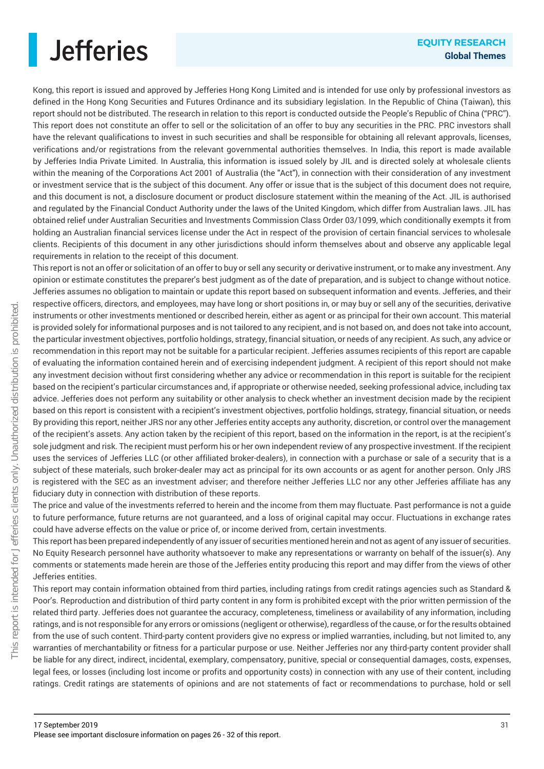Kong, this report is issued and approved by Jefferies Hong Kong Limited and is intended for use only by professional investors as defined in the Hong Kong Securities and Futures Ordinance and its subsidiary legislation. In the Republic of China (Taiwan), this report should not be distributed. The research in relation to this report is conducted outside the People's Republic of China ("PRC"). This report does not constitute an offer to sell or the solicitation of an offer to buy any securities in the PRC. PRC investors shall have the relevant qualifications to invest in such securities and shall be responsible for obtaining all relevant approvals, licenses, verifications and/or registrations from the relevant governmental authorities themselves. In India, this report is made available by Jefferies India Private Limited. In Australia, this information is issued solely by JIL and is directed solely at wholesale clients within the meaning of the Corporations Act 2001 of Australia (the "Act"), in connection with their consideration of any investment or investment service that is the subject of this document. Any offer or issue that is the subject of this document does not require, and this document is not, a disclosure document or product disclosure statement within the meaning of the Act. JIL is authorised and regulated by the Financial Conduct Authority under the laws of the United Kingdom, which differ from Australian laws. JIL has obtained relief under Australian Securities and Investments Commission Class Order 03/1099, which conditionally exempts it from holding an Australian financial services license under the Act in respect of the provision of certain financial services to wholesale clients. Recipients of this document in any other jurisdictions should inform themselves about and observe any applicable legal requirements in relation to the receipt of this document.

This report is not an offer or solicitation of an offer to buy or sell any security or derivative instrument, or to make any investment. Any opinion or estimate constitutes the preparer's best judgment as of the date of preparation, and is subject to change without notice. Jefferies assumes no obligation to maintain or update this report based on subsequent information and events. Jefferies, and their respective officers, directors, and employees, may have long or short positions in, or may buy or sell any of the securities, derivative instruments or other investments mentioned or described herein, either as agent or as principal for their own account. This material is provided solely for informational purposes and is not tailored to any recipient, and is not based on, and does not take into account, the particular investment objectives, portfolio holdings, strategy, financial situation, or needs of any recipient. As such, any advice or recommendation in this report may not be suitable for a particular recipient. Jefferies assumes recipients of this report are capable of evaluating the information contained herein and of exercising independent judgment. A recipient of this report should not make any investment decision without first considering whether any advice or recommendation in this report is suitable for the recipient based on the recipient's particular circumstances and, if appropriate or otherwise needed, seeking professional advice, including tax advice. Jefferies does not perform any suitability or other analysis to check whether an investment decision made by the recipient based on this report is consistent with a recipient's investment objectives, portfolio holdings, strategy, financial situation, or needs By providing this report, neither JRS nor any other Jefferies entity accepts any authority, discretion, or control over the management of the recipient's assets. Any action taken by the recipient of this report, based on the information in the report, is at the recipient's sole judgment and risk. The recipient must perform his or her own independent review of any prospective investment. If the recipient uses the services of Jefferies LLC (or other affiliated broker-dealers), in connection with a purchase or sale of a security that is a subject of these materials, such broker-dealer may act as principal for its own accounts or as agent for another person. Only JRS is registered with the SEC as an investment adviser; and therefore neither Jefferies LLC nor any other Jefferies affiliate has any fiduciary duty in connection with distribution of these reports.

The price and value of the investments referred to herein and the income from them may fluctuate. Past performance is not a guide to future performance, future returns are not guaranteed, and a loss of original capital may occur. Fluctuations in exchange rates could have adverse effects on the value or price of, or income derived from, certain investments.

This report has been prepared independently of any issuer of securities mentioned herein and not as agent of any issuer of securities. No Equity Research personnel have authority whatsoever to make any representations or warranty on behalf of the issuer(s). Any comments or statements made herein are those of the Jefferies entity producing this report and may differ from the views of other Jefferies entities.

This report may contain information obtained from third parties, including ratings from credit ratings agencies such as Standard & Poor's. Reproduction and distribution of third party content in any form is prohibited except with the prior written permission of the related third party. Jefferies does not guarantee the accuracy, completeness, timeliness or availability of any information, including ratings, and is not responsible for any errors or omissions (negligent or otherwise), regardless of the cause, or for the results obtained from the use of such content. Third-party content providers give no express or implied warranties, including, but not limited to, any warranties of merchantability or fitness for a particular purpose or use. Neither Jefferies nor any third-party content provider shall be liable for any direct, indirect, incidental, exemplary, compensatory, punitive, special or consequential damages, costs, expenses, legal fees, or losses (including lost income or profits and opportunity costs) in connection with any use of their content, including ratings. Credit ratings are statements of opinions and are not statements of fact or recommendations to purchase, hold or sell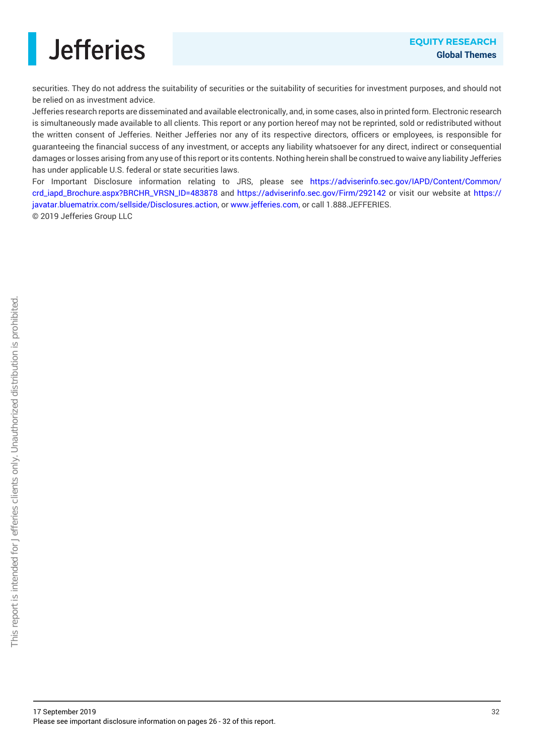securities. They do not address the suitability of securities or the suitability of securities for investment purposes, and should not be relied on as investment advice.

Jefferies research reports are disseminated and available electronically, and, in some cases, also in printed form. Electronic research is simultaneously made available to all clients. This report or any portion hereof may not be reprinted, sold or redistributed without the written consent of Jefferies. Neither Jefferies nor any of its respective directors, officers or employees, is responsible for guaranteeing the financial success of any investment, or accepts any liability whatsoever for any direct, indirect or consequential damages or losses arising from any use of this report or its contents. Nothing herein shall be construed to waive any liability Jefferies has under applicable U.S. federal or state securities laws.

For Important Disclosure information relating to JRS, please see https://adviserinfo.sec.gov/IAPD/Content/Common/crd_iapd_Brochure.aspx?BRCHR_VRSN_ID=483878 and https://adviserinfo.sec.gov/Firm/292142 or visit our website at https://javatar.bluematrix.com/sellside/Disclosures.action, or www.jefferies.com, or call 1.888.JEFFERIES.

© 2019 Jefferies Group LLC